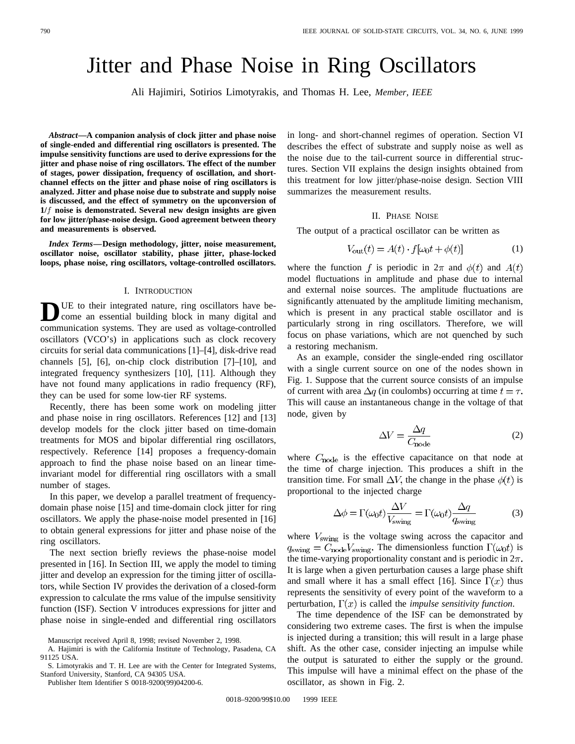# Jitter and Phase Noise in Ring Oscillators

Ali Hajimiri, Sotirios Limotyrakis, and Thomas H. Lee, *Member, IEEE*

***Abstract*—A companion analysis of clock jitter and phase noise of single-ended and differential ring oscillators is presented. The impulse sensitivity functions are used to derive expressions for the jitter and phase noise of ring oscillators. The effect of the number of stages, power dissipation, frequency of oscillation, and short-channel effects on the jitter and phase noise of ring oscillators is analyzed. Jitter and phase noise due to substrate and supply noise is discussed, and the effect of symmetry on the upconversion of 1/$f$ noise is demonstrated. Several new design insights are given for low jitter/phase-noise design. Good agreement between theory and measurements is observed.**

***Index Terms*—Design methodology, jitter, noise measurement, oscillator noise, oscillator stability, phase jitter, phase-locked loops, phase noise, ring oscillators, voltage-controlled oscillators.**

## I. Introduction

DUE to their integrated nature, ring oscillators have become an essential building block in many digital and communication systems. They are used as voltage-controlled oscillators (VCO's) in applications such as clock recovery circuits for serial data communications [1]–[4], disk-drive read channels [5], [6], on-chip clock distribution [7]–[10], and integrated frequency synthesizers [10], [11]. Although they have not found many applications in radio frequency (RF), they can be used for some low-tier RF systems.

Recently, there has been some work on modeling jitter and phase noise in ring oscillators. References [12] and [13] develop models for the clock jitter based on time-domain treatments for MOS and bipolar differential ring oscillators, respectively. Reference [14] proposes a frequency-domain approach to find the phase noise based on an linear time-invariant model for differential ring oscillators with a small number of stages.

In this paper, we develop a parallel treatment of frequency-domain phase noise [15] and time-domain clock jitter for ring oscillators. We apply the phase-noise model presented in [16] to obtain general expressions for jitter and phase noise of the ring oscillators.

The next section briefly reviews the phase-noise model presented in [16]. In Section III, we apply the model to timing jitter and develop an expression for the timing jitter of oscillators, while Section IV provides the derivation of a closed-form expression to calculate the rms value of the impulse sensitivity function (ISF). Section V introduces expressions for jitter and phase noise in single-ended and differential ring oscillators in long- and short-channel regimes of operation. Section VI describes the effect of substrate and supply noise as well as the noise due to the tail-current source in differential structures. Section VII explains the design insights obtained from this treatment for low jitter/phase-noise design. Section VIII summarizes the measurement results.

Manuscript received April 8, 1998; revised November 2, 1998.

A. Hajimiri is with the California Institute of Technology, Pasadena, CA 91125 USA.

S. Limotyrakis and T. H. Lee are with the Center for Integrated Systems, Stanford University, Stanford, CA 94305 USA.

Publisher Item Identifier S 0018-9200(99)04200-6.

## II. Phase Noise

The output of a practical oscillator can be written as

$$V_{\text{out}}(t) = A(t) \cdot f[\omega_0 t + \phi(t)] \tag{1}$$

where the function $f$ is periodic in $2\pi$ and $\phi(t)$ and $A(t)$ model fluctuations in amplitude and phase due to internal and external noise sources. The amplitude fluctuations are significantly attenuated by the amplitude limiting mechanism, which is present in any practical stable oscillator and is particularly strong in ring oscillators. Therefore, we will focus on phase variations, which are not quenched by such a restoring mechanism.

As an example, consider the single-ended ring oscillator with a single current source on one of the nodes shown in Fig. 1. Suppose that the current source consists of an impulse of current with area $\Delta q$ (in coulombs) occurring at time $t = \tau$. This will cause an instantaneous change in the voltage of that node, given by

$$\Delta V = \frac{\Delta q}{C_{\text{node}}} \tag{2}$$

where $C_{\text{node}}$ is the effective capacitance on that node at the time of charge injection. This produces a shift in the transition time. For small $\Delta V$, the change in the phase $\phi(t)$ is proportional to the injected charge

$$\Delta\phi = \Gamma(\omega_0 t)\frac{\Delta V}{V_{\text{swing}}} = \Gamma(\omega_0 t)\frac{\Delta q}{q_{\text{swing}}} \tag{3}$$

where $V_{\text{swing}}$ is the voltage swing across the capacitor and $q_{\text{swing}} = C_{\text{node}}V_{\text{swing}}$. The dimensionless function $\Gamma(\omega_0 t)$ is the time-varying proportionality constant and is periodic in $2\pi$. It is large when a given perturbation causes a large phase shift and small where it has a small effect [16]. Since $\Gamma(x)$ thus represents the sensitivity of every point of the waveform to a perturbation, $\Gamma(x)$ is called the *impulse sensitivity function*.

The time dependence of the ISF can be demonstrated by considering two extreme cases. The first is when the impulse is injected during a transition; this will result in a large phase shift. As the other case, consider injecting an impulse while the output is saturated to either the supply or the ground. This impulse will have a minimal effect on the phase of the oscillator, as shown in Fig. 2.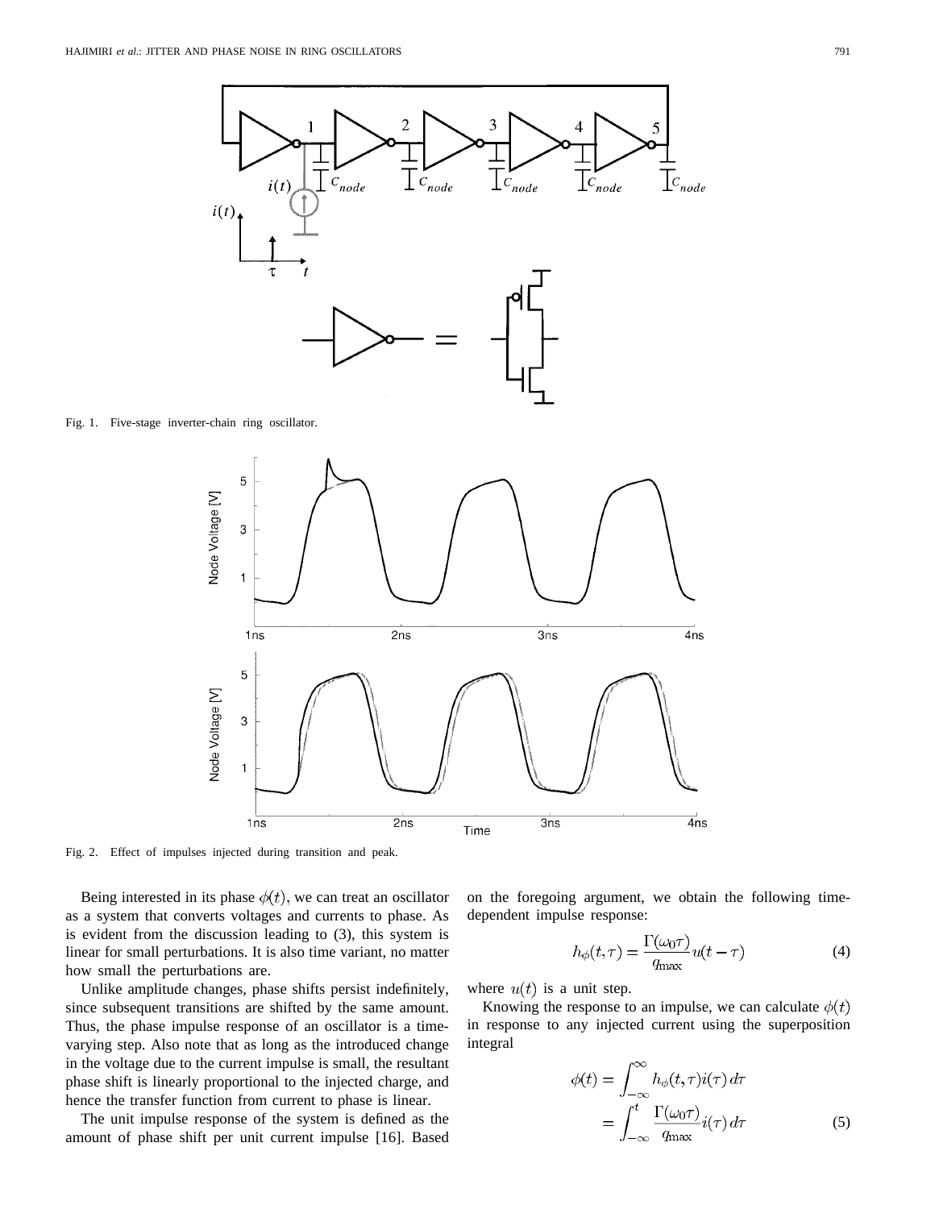Fig. 1. Five-stage inverter-chain ring oscillator.

Fig. 2. Effect of impulses injected during transition and peak.

Being interested in its phase $\phi(t)$, we can treat an oscillator as a system that converts voltages and currents to phase. As is evident from the discussion leading to (3), this system is linear for small perturbations. It is also time variant, no matter how small the perturbations are.

Unlike amplitude changes, phase shifts persist indefinitely, since subsequent transitions are shifted by the same amount. Thus, the phase impulse response of an oscillator is a time-varying step. Also note that as long as the introduced change in the voltage due to the current impulse is small, the resultant phase shift is linearly proportional to the injected charge, and hence the transfer function from current to phase is linear.

The unit impulse response of the system is defined as the amount of phase shift per unit current impulse [16]. Based on the foregoing argument, we obtain the following time-dependent impulse response:

$$h_\phi(t, \tau) = \frac{\Gamma(\omega_0 \tau)}{q_{\max}} u(t - \tau) \tag{4}$$

where $u(t)$ is a unit step.

Knowing the response to an impulse, we can calculate $\phi(t)$ in response to any injected current using the superposition integral

$$\begin{aligned}\phi(t) &= \int_{-\infty}^{\infty} h_\phi(t, \tau) i(\tau) \, d\tau \\ &= \int_{-\infty}^{t} \frac{\Gamma(\omega_0 \tau)}{q_{\max}} i(\tau) \, d\tau\end{aligned} \tag{5}$$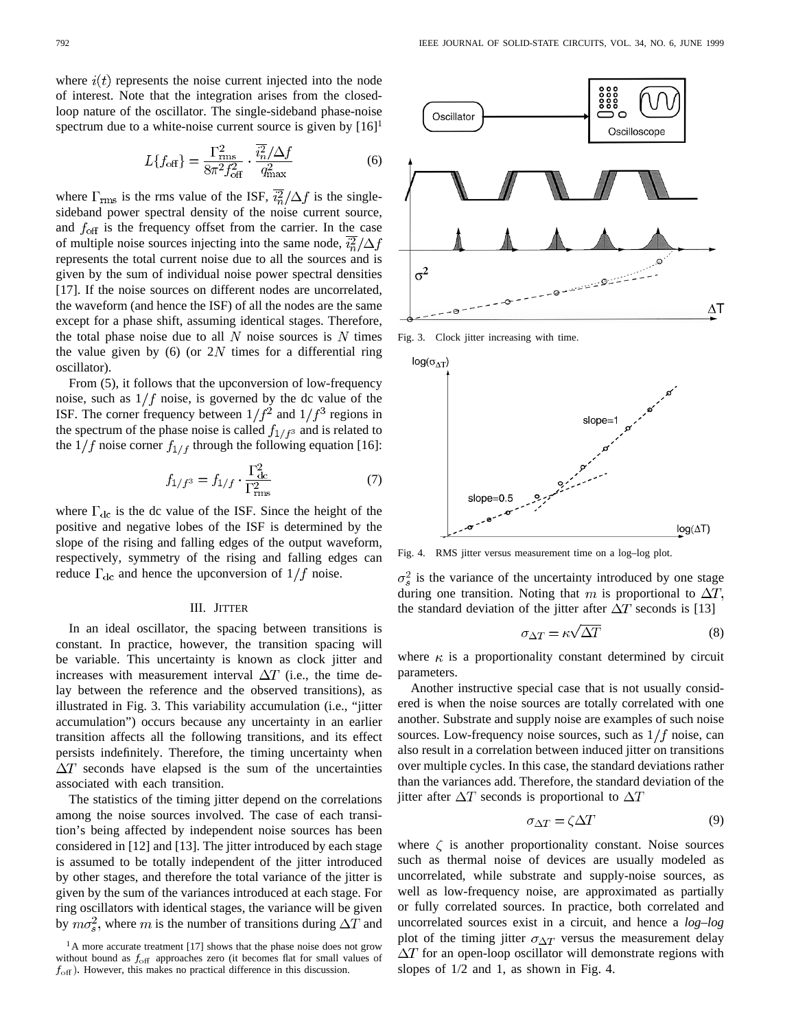where $i(t)$ represents the noise current injected into the node of interest. Note that the integration arises from the closed-loop nature of the oscillator. The single-sideband phase-noise spectrum due to a white-noise current source is given by [16][1]

$$L\{f_{\rm off}\} = \frac{\Gamma_{\rm rms}^2}{8\pi^2 f_{\rm off}^2} \cdot \frac{\overline{i_n^2}/\Delta f}{q_{\rm max}^2} \tag{6}$$

where $\Gamma_{\rm rms}$ is the rms value of the ISF, $\overline{i_n^2}/\Delta f$ is the single-sideband power spectral density of the noise current source, and $f_{\rm off}$ is the frequency offset from the carrier. In the case of multiple noise sources injecting into the same node, $\overline{i_n^2}/\Delta f$ represents the total current noise due to all the sources and is given by the sum of individual noise power spectral densities [17]. If the noise sources on different nodes are uncorrelated, the waveform (and hence the ISF) of all the nodes are the same except for a phase shift, assuming identical stages. Therefore, the total phase noise due to all $N$ noise sources is $N$ times the value given by (6) (or $2N$ times for a differential ring oscillator).

From (5), it follows that the upconversion of low-frequency noise, such as $1/f$ noise, is governed by the dc value of the ISF. The corner frequency between $1/f^2$ and $1/f^3$ regions in the spectrum of the phase noise is called $f_{1/f^3}$ and is related to the $1/f$ noise corner $f_{1/f}$ through the following equation [16]:

$$f_{1/f^3} = f_{1/f} \cdot \frac{\Gamma_{\rm dc}^2}{\Gamma_{\rm rms}^2} \tag{7}$$

where $\Gamma_{\rm dc}$ is the dc value of the ISF. Since the height of the positive and negative lobes of the ISF is determined by the slope of the rising and falling edges of the output waveform, respectively, symmetry of the rising and falling edges can reduce $\Gamma_{\rm dc}$ and hence the upconversion of $1/f$ noise.

## III. Jitter

In an ideal oscillator, the spacing between transitions is constant. In practice, however, the transition spacing will be variable. This uncertainty is known as clock jitter and increases with measurement interval $\Delta T$ (i.e., the time delay between the reference and the observed transitions), as illustrated in Fig. 3. This variability accumulation (i.e., "jitter accumulation") occurs because any uncertainty in an earlier transition affects all the following transitions, and its effect persists indefinitely. Therefore, the timing uncertainty when $\Delta T$ seconds have elapsed is the sum of the uncertainties associated with each transition.

The statistics of the timing jitter depend on the correlations among the noise sources involved. The case of each transition's being affected by independent noise sources has been considered in [12] and [13]. The jitter introduced by each stage is assumed to be totally independent of the jitter introduced by other stages, and therefore the total variance of the jitter is given by the sum of the variances introduced at each stage. For ring oscillators with identical stages, the variance will be given by $m\sigma_s^2$, where $m$ is the number of transitions during $\Delta T$ and

[1] A more accurate treatment [17] shows that the phase noise does not grow without bound as $f_{\rm off}$ approaches zero (it becomes flat for small values of $f_{\rm off}$). However, this makes no practical difference in this discussion.

Fig. 3. Clock jitter increasing with time.

Fig. 4. RMS jitter versus measurement time on a log–log plot.

$\sigma_s^2$ is the variance of the uncertainty introduced by one stage during one transition. Noting that $m$ is proportional to $\Delta T$, the standard deviation of the jitter after $\Delta T$ seconds is [13]

$$\sigma_{\Delta T} = \kappa\sqrt{\Delta T} \tag{8}$$

where $\kappa$ is a proportionality constant determined by circuit parameters.

Another instructive special case that is not usually considered is when the noise sources are totally correlated with one another. Substrate and supply noise are examples of such noise sources. Low-frequency noise sources, such as $1/f$ noise, can also result in a correlation between induced jitter on transitions over multiple cycles. In this case, the standard deviations rather than the variances add. Therefore, the standard deviation of the jitter after $\Delta T$ seconds is proportional to $\Delta T$

$$\sigma_{\Delta T} = \zeta\Delta T \tag{9}$$

where $\zeta$ is another proportionality constant. Noise sources such as thermal noise of devices are usually modeled as uncorrelated, while substrate and supply-noise sources, as well as low-frequency noise, are approximated as partially or fully correlated sources. In practice, both correlated and uncorrelated sources exist in a circuit, and hence a *log–log* plot of the timing jitter $\sigma_{\Delta T}$ versus the measurement delay $\Delta T$ for an open-loop oscillator will demonstrate regions with slopes of 1/2 and 1, as shown in Fig. 4.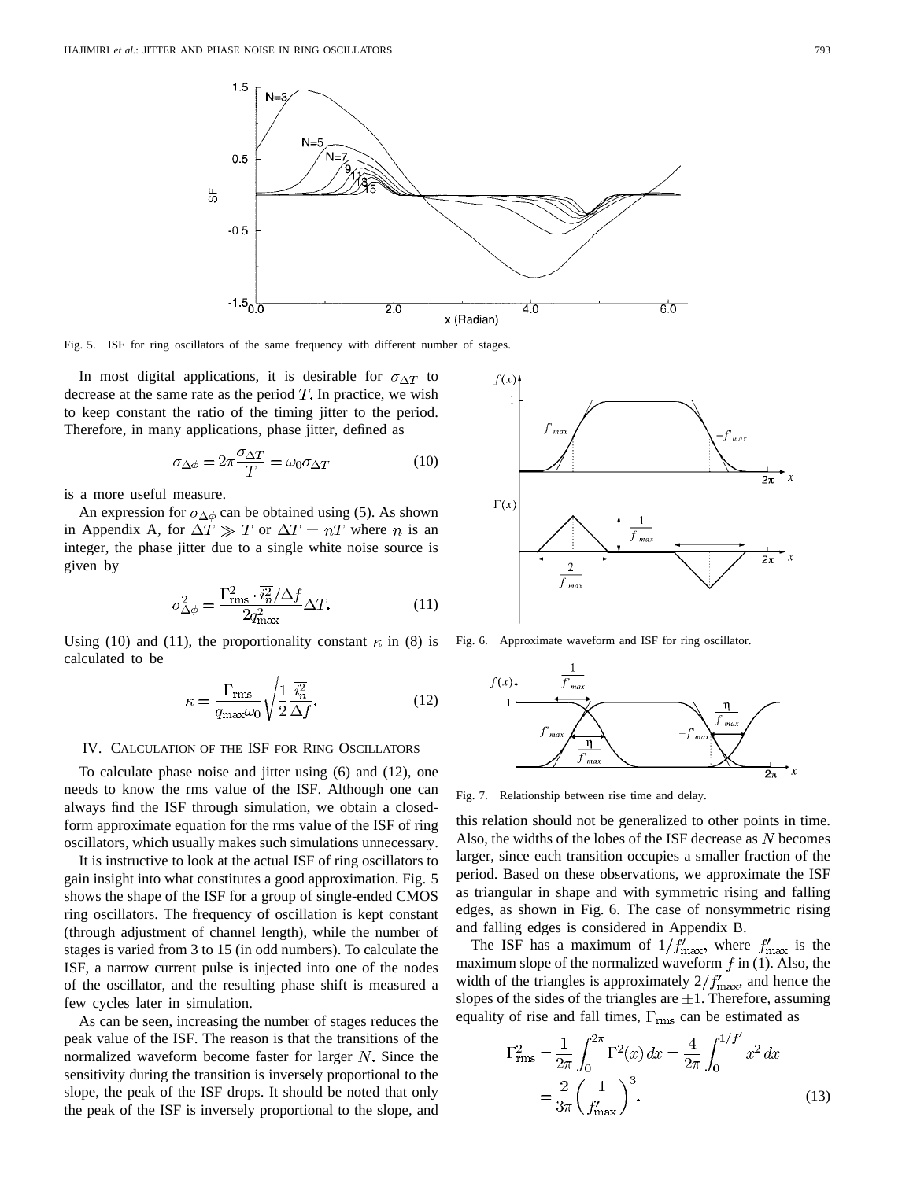Fig. 5. ISF for ring oscillators of the same frequency with different number of stages.

In most digital applications, it is desirable for $\sigma_{\Delta T}$ to decrease at the same rate as the period $T$. In practice, we wish to keep constant the ratio of the timing jitter to the period. Therefore, in many applications, phase jitter, defined as

$$\sigma_{\Delta\phi} = 2\pi \frac{\sigma_{\Delta T}}{T} = \omega_0 \sigma_{\Delta T} \tag{10}$$

is a more useful measure.

An expression for $\sigma_{\Delta\phi}$ can be obtained using (5). As shown in Appendix A, for $\Delta T \gg T$ or $\Delta T = nT$ where $n$ is an integer, the phase jitter due to a single white noise source is given by

$$\sigma_{\Delta\phi}^2 = \frac{\Gamma_{\rm rms}^2 \cdot \overline{i_n^2}/\Delta f}{2q_{\max}^2} \Delta T. \tag{11}$$

Using (10) and (11), the proportionality constant $\kappa$ in (8) is calculated to be

$$\kappa = \frac{\Gamma_{\rm rms}}{q_{\max}\omega_0} \sqrt{\frac{1}{2} \frac{\overline{i_n^2}}{\Delta f}}. \tag{12}$$

## IV. Calculation of the ISF for Ring Oscillators

To calculate phase noise and jitter using (6) and (12), one needs to know the rms value of the ISF. Although one can always find the ISF through simulation, we obtain a closed-form approximate equation for the rms value of the ISF of ring oscillators, which usually makes such simulations unnecessary.

It is instructive to look at the actual ISF of ring oscillators to gain insight into what constitutes a good approximation. Fig. 5 shows the shape of the ISF for a group of single-ended CMOS ring oscillators. The frequency of oscillation is kept constant (through adjustment of channel length), while the number of stages is varied from 3 to 15 (in odd numbers). To calculate the ISF, a narrow current pulse is injected into one of the nodes of the oscillator, and the resulting phase shift is measured a few cycles later in simulation.

As can be seen, increasing the number of stages reduces the peak value of the ISF. The reason is that the transitions of the normalized waveform become faster for larger $N$. Since the sensitivity during the transition is inversely proportional to the slope, the peak of the ISF drops. It should be noted that only the peak of the ISF is inversely proportional to the slope, and this relation should not be generalized to other points in time. Also, the widths of the lobes of the ISF decrease as $N$ becomes larger, since each transition occupies a smaller fraction of the period. Based on these observations, we approximate the ISF as triangular in shape and with symmetric rising and falling edges, as shown in Fig. 6. The case of nonsymmetric rising and falling edges is considered in Appendix B.

Fig. 6. Approximate waveform and ISF for ring oscillator.

Fig. 7. Relationship between rise time and delay.

The ISF has a maximum of $1/f'_{\max}$, where $f'_{\max}$ is the maximum slope of the normalized waveform $f$ in (1). Also, the width of the triangles is approximately $2/f'_{\max}$, and hence the slopes of the sides of the triangles are $\pm 1$. Therefore, assuming equality of rise and fall times, $\Gamma_{\rm rms}$ can be estimated as

$$\begin{aligned}\Gamma_{\rm rms}^2 &= \frac{1}{2\pi}\int_0^{2\pi} \Gamma^2(x)\,dx = \frac{4}{2\pi}\int_0^{1/f'} x^2\,dx \\ &= \frac{2}{3\pi}\left(\frac{1}{f'_{\max}}\right)^3.\end{aligned} \tag{13}$$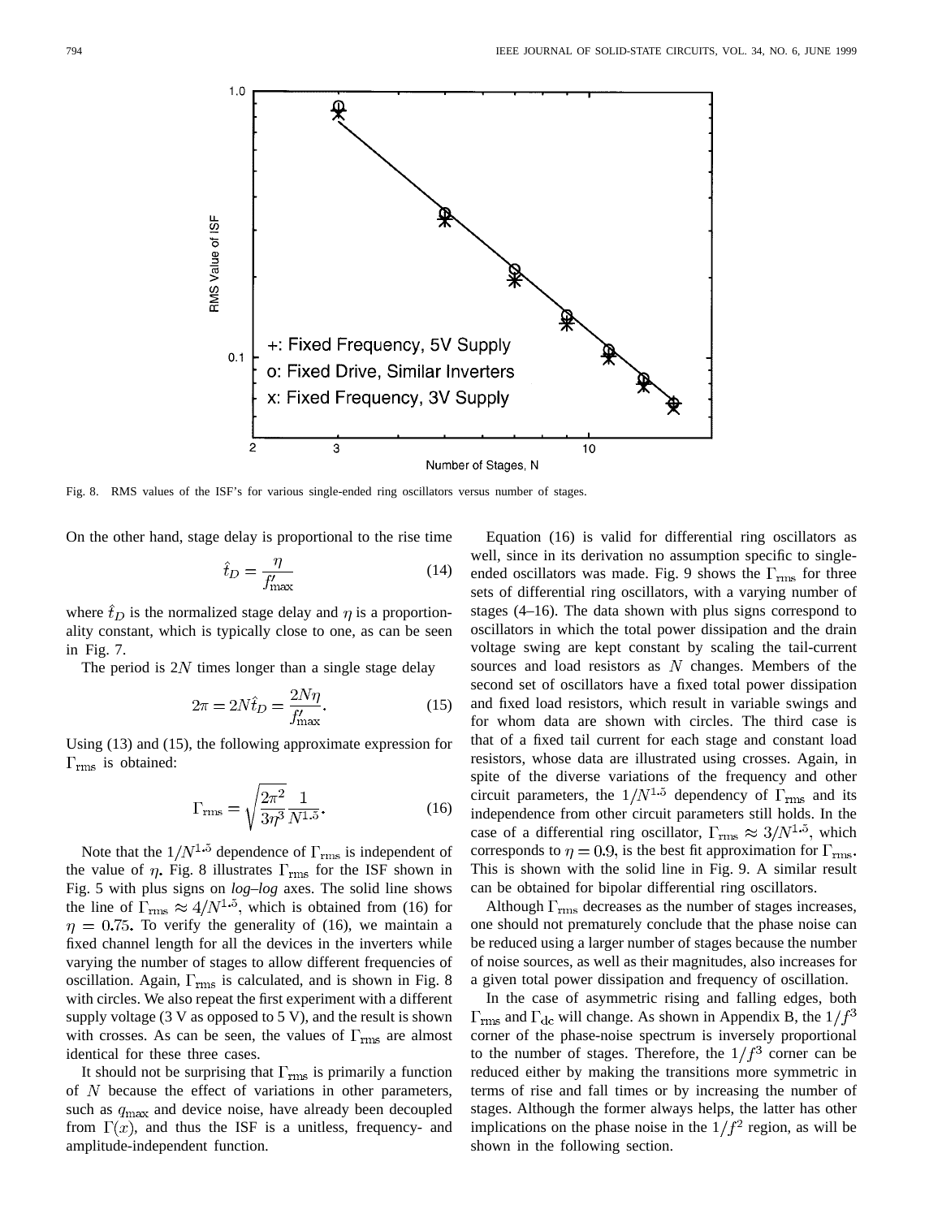Fig. 8. RMS values of the ISF's for various single-ended ring oscillators versus number of stages.

On the other hand, stage delay is proportional to the rise time

$$\hat{t}_D = \frac{\eta}{f'_{\max}} \tag{14}$$

where $\hat{t}_D$ is the normalized stage delay and $\eta$ is a proportionality constant, which is typically close to one, as can be seen in Fig. 7.

The period is $2N$ times longer than a single stage delay

$$2\pi = 2N\hat{t}_D = \frac{2N\eta}{f'_{\max}}. \tag{15}$$

Using (13) and (15), the following approximate expression for $\Gamma_{\rm rms}$ is obtained:

$$\Gamma_{\rm rms} = \sqrt{\frac{2\pi^2}{3\eta^3}}\frac{1}{N^{1.5}}. \tag{16}$$

Note that the $1/N^{1.5}$ dependence of $\Gamma_{\rm rms}$ is independent of the value of $\eta$. Fig. 8 illustrates $\Gamma_{\rm rms}$ for the ISF shown in Fig. 5 with plus signs on *log–log* axes. The solid line shows the line of $\Gamma_{\rm rms} \approx 4/N^{1.5}$, which is obtained from (16) for $\eta = 0.75$. To verify the generality of (16), we maintain a fixed channel length for all the devices in the inverters while varying the number of stages to allow different frequencies of oscillation. Again, $\Gamma_{\rm rms}$ is calculated, and is shown in Fig. 8 with circles. We also repeat the first experiment with a different supply voltage (3 V as opposed to 5 V), and the result is shown with crosses. As can be seen, the values of $\Gamma_{\rm rms}$ are almost identical for these three cases.

It should not be surprising that $\Gamma_{\rm rms}$ is primarily a function of $N$ because the effect of variations in other parameters, such as $q_{\max}$ and device noise, have already been decoupled from $\Gamma(x)$, and thus the ISF is a unitless, frequency- and amplitude-independent function.

Equation (16) is valid for differential ring oscillators as well, since in its derivation no assumption specific to single-ended oscillators was made. Fig. 9 shows the $\Gamma_{\rm rms}$ for three sets of differential ring oscillators, with a varying number of stages (4–16). The data shown with plus signs correspond to oscillators in which the total power dissipation and the drain voltage swing are kept constant by scaling the tail-current sources and load resistors as $N$ changes. Members of the second set of oscillators have a fixed total power dissipation and fixed load resistors, which result in variable swings and for whom data are shown with circles. The third case is that of a fixed tail current for each stage and constant load resistors, whose data are illustrated using crosses. Again, in spite of the diverse variations of the frequency and other circuit parameters, the $1/N^{1.5}$ dependency of $\Gamma_{\rm rms}$ and its independence from other circuit parameters still holds. In the case of a differential ring oscillator, $\Gamma_{\rm rms} \approx 3/N^{1.5}$, which corresponds to $\eta = 0.9$, is the best fit approximation for $\Gamma_{\rm rms}$. This is shown with the solid line in Fig. 9. A similar result can be obtained for bipolar differential ring oscillators.

Although $\Gamma_{\rm rms}$ decreases as the number of stages increases, one should not prematurely conclude that the phase noise can be reduced using a larger number of stages because the number of noise sources, as well as their magnitudes, also increases for a given total power dissipation and frequency of oscillation.

In the case of asymmetric rising and falling edges, both $\Gamma_{\rm rms}$ and $\Gamma_{\rm dc}$ will change. As shown in Appendix B, the $1/f^3$ corner of the phase-noise spectrum is inversely proportional to the number of stages. Therefore, the $1/f^3$ corner can be reduced either by making the transitions more symmetric in terms of rise and fall times or by increasing the number of stages. Although the former always helps, the latter has other implications on the phase noise in the $1/f^2$ region, as will be shown in the following section.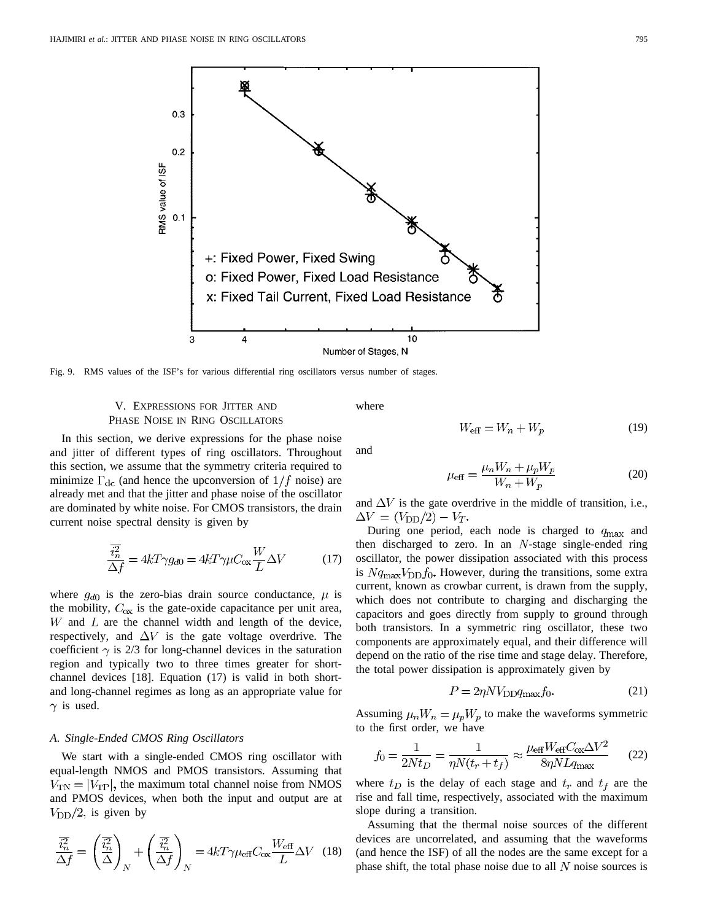Fig. 9. RMS values of the ISF's for various differential ring oscillators versus number of stages.

## V. Expressions for Jitter and Phase Noise in Ring Oscillators

In this section, we derive expressions for the phase noise and jitter of different types of ring oscillators. Throughout this section, we assume that the symmetry criteria required to minimize $\Gamma_{dc}$ (and hence the upconversion of $1/f$ noise) are already met and that the jitter and phase noise of the oscillator are dominated by white noise. For CMOS transistors, the drain current noise spectral density is given by

$$\frac{\overline{i_n^2}}{\Delta f} = 4kT\gamma g_{d0} = 4kT\gamma\mu C_{ox}\frac{W}{L}\Delta V \tag{17}$$

where $g_{d0}$ is the zero-bias drain source conductance, $\mu$ is the mobility, $C_{ox}$ is the gate-oxide capacitance per unit area, $W$ and $L$ are the channel width and length of the device, respectively, and $\Delta V$ is the gate voltage overdrive. The coefficient $\gamma$ is 2/3 for long-channel devices in the saturation region and typically two to three times greater for short-channel devices [18]. Equation (17) is valid in both short- and long-channel regimes as long as an appropriate value for $\gamma$ is used.

### A. Single-Ended CMOS Ring Oscillators

We start with a single-ended CMOS ring oscillator with equal-length NMOS and PMOS transistors. Assuming that $V_{TN} = |V_{TP}|$, the maximum total channel noise from NMOS and PMOS devices, when both the input and output are at $V_{DD}/2$, is given by

$$\frac{\overline{i_n^2}}{\Delta f} = \left(\frac{\overline{i_n^2}}{\Delta}\right)_N + \left(\frac{\overline{i_n^2}}{\Delta f}\right)_N = 4kT\gamma\mu_{eff}C_{ox}\frac{W_{eff}}{L}\Delta V \tag{18}$$

where

$$W_{eff} = W_n + W_p \tag{19}$$

and

$$\mu_{eff} = \frac{\mu_n W_n + \mu_p W_p}{W_n + W_p} \tag{20}$$

and $\Delta V$ is the gate overdrive in the middle of transition, i.e., $\Delta V = (V_{DD}/2) - V_T$.

During one period, each node is charged to $q_{max}$ and then discharged to zero. In an $N$-stage single-ended ring oscillator, the power dissipation associated with this process is $Nq_{max}V_{DD}f_0$. However, during the transitions, some extra current, known as crowbar current, is drawn from the supply, which does not contribute to charging and discharging the capacitors and goes directly from supply to ground through both transistors. In a symmetric ring oscillator, these two components are approximately equal, and their difference will depend on the ratio of the rise time and stage delay. Therefore, the total power dissipation is approximately given by

$$P = 2\eta N V_{DD} q_{max} f_0. \tag{21}$$

Assuming $\mu_n W_n = \mu_p W_p$ to make the waveforms symmetric to the first order, we have

$$f_0 = \frac{1}{2Nt_D} = \frac{1}{\eta N(t_r + t_f)} \approx \frac{\mu_{eff} W_{eff} C_{ox} \Delta V^2}{8\eta N L q_{max}} \tag{22}$$

where $t_D$ is the delay of each stage and $t_r$ and $t_f$ are the rise and fall time, respectively, associated with the maximum slope during a transition.

Assuming that the thermal noise sources of the different devices are uncorrelated, and assuming that the waveforms (and hence the ISF) of all the nodes are the same except for a phase shift, the total phase noise due to all $N$ noise sources is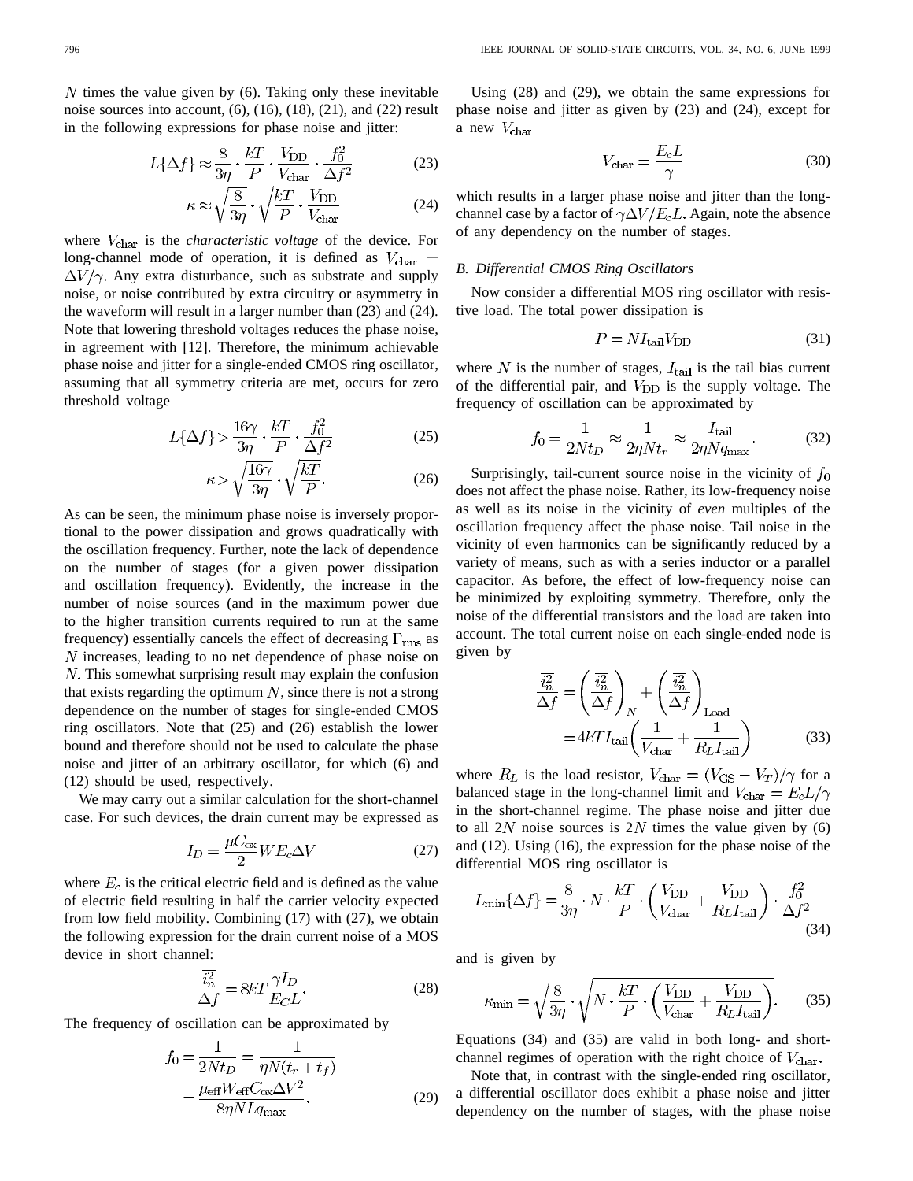$N$ times the value given by (6). Taking only these inevitable noise sources into account, (6), (16), (18), (21), and (22) result in the following expressions for phase noise and jitter:

$$L\{\Delta f\} \approx \frac{8}{3\eta} \cdot \frac{kT}{P} \cdot \frac{V_{\mathrm{DD}}}{V_{\mathrm{char}}} \cdot \frac{f_0^2}{\Delta f^2} \tag{23}$$

$$\kappa \approx \sqrt{\frac{8}{3\eta}} \cdot \sqrt{\frac{kT}{P} \cdot \frac{V_{\mathrm{DD}}}{V_{\mathrm{char}}}} \tag{24}$$

where $V_{\mathrm{char}}$ is the *characteristic voltage* of the device. For long-channel mode of operation, it is defined as $V_{\mathrm{char}} = \Delta V/\gamma$. Any extra disturbance, such as substrate and supply noise, or noise contributed by extra circuitry or asymmetry in the waveform will result in a larger number than (23) and (24). Note that lowering threshold voltages reduces the phase noise, in agreement with [12]. Therefore, the minimum achievable phase noise and jitter for a single-ended CMOS ring oscillator, assuming that all symmetry criteria are met, occurs for zero threshold voltage

$$L\{\Delta f\} > \frac{16\gamma}{3\eta} \cdot \frac{kT}{P} \cdot \frac{f_0^2}{\Delta f^2} \tag{25}$$

$$\kappa > \sqrt{\frac{16\gamma}{3\eta}} \cdot \sqrt{\frac{kT}{P}}. \tag{26}$$

As can be seen, the minimum phase noise is inversely proportional to the power dissipation and grows quadratically with the oscillation frequency. Further, note the lack of dependence on the number of stages (for a given power dissipation and oscillation frequency). Evidently, the increase in the number of noise sources (and in the maximum power due to the higher transition currents required to run at the same frequency) essentially cancels the effect of decreasing $\Gamma_{\mathrm{rms}}$ as $N$ increases, leading to no net dependence of phase noise on $N$. This somewhat surprising result may explain the confusion that exists regarding the optimum $N$, since there is not a strong dependence on the number of stages for single-ended CMOS ring oscillators. Note that (25) and (26) establish the lower bound and therefore should not be used to calculate the phase noise and jitter of an arbitrary oscillator, for which (6) and (12) should be used, respectively.

We may carry out a similar calculation for the short-channel case. For such devices, the drain current may be expressed as

$$I_D = \frac{\mu C_{\mathrm{ox}}}{2} W E_c \Delta V \tag{27}$$

where $E_c$ is the critical electric field and is defined as the value of electric field resulting in half the carrier velocity expected from low field mobility. Combining (17) with (27), we obtain the following expression for the drain current noise of a MOS device in short channel:

$$\frac{\overline{i_n^2}}{\Delta f} = 8kT \frac{\gamma I_D}{E_C L}. \tag{28}$$

The frequency of oscillation can be approximated by

$$f_0 = \frac{1}{2Nt_D} = \frac{1}{\eta N(t_r + t_f)} = \frac{\mu_{\mathrm{eff}} W_{\mathrm{eff}} C_{\mathrm{ox}} \Delta V^2}{8\eta N L q_{\mathrm{max}}}. \tag{29}$$

Using (28) and (29), we obtain the same expressions for phase noise and jitter as given by (23) and (24), except for a new $V_{\mathrm{char}}$

$$V_{\mathrm{char}} = \frac{E_c L}{\gamma} \tag{30}$$

which results in a larger phase noise and jitter than the long-channel case by a factor of $\gamma \Delta V / E_c L$. Again, note the absence of any dependency on the number of stages.

### *B. Differential CMOS Ring Oscillators*

Now consider a differential MOS ring oscillator with resistive load. The total power dissipation is

$$P = N I_{\mathrm{tail}} V_{\mathrm{DD}} \tag{31}$$

where $N$ is the number of stages, $I_{\mathrm{tail}}$ is the tail bias current of the differential pair, and $V_{\mathrm{DD}}$ is the supply voltage. The frequency of oscillation can be approximated by

$$f_0 = \frac{1}{2Nt_D} \approx \frac{1}{2\eta N t_r} \approx \frac{I_{\mathrm{tail}}}{2\eta N q_{\mathrm{max}}}. \tag{32}$$

Surprisingly, tail-current source noise in the vicinity of $f_0$ does not affect the phase noise. Rather, its low-frequency noise as well as its noise in the vicinity of *even* multiples of the oscillation frequency affect the phase noise. Tail noise in the vicinity of even harmonics can be significantly reduced by a variety of means, such as with a series inductor or a parallel capacitor. As before, the effect of low-frequency noise can be minimized by exploiting symmetry. Therefore, only the noise of the differential transistors and the load are taken into account. The total current noise on each single-ended node is given by

$$\frac{\overline{i_n^2}}{\Delta f} = \left(\frac{\overline{i_n^2}}{\Delta f}\right)_N + \left(\frac{\overline{i_n^2}}{\Delta f}\right)_{\mathrm{Load}} = 4kT I_{\mathrm{tail}} \left(\frac{1}{V_{\mathrm{char}}} + \frac{1}{R_L I_{\mathrm{tail}}}\right) \tag{33}$$

where $R_L$ is the load resistor, $V_{\mathrm{char}} = (V_{\mathrm{GS}} - V_T)/\gamma$ for a balanced stage in the long-channel limit and $V_{\mathrm{char}} = E_c L/\gamma$ in the short-channel regime. The phase noise and jitter due to all $2N$ noise sources is $2N$ times the value given by (6) and (12). Using (16), the expression for the phase noise of the differential MOS ring oscillator is

$$L_{\min}\{\Delta f\} = \frac{8}{3\eta} \cdot N \cdot \frac{kT}{P} \cdot \left(\frac{V_{\mathrm{DD}}}{V_{\mathrm{char}}} + \frac{V_{\mathrm{DD}}}{R_L I_{\mathrm{tail}}}\right) \cdot \frac{f_0^2}{\Delta f^2} \tag{34}$$

and is given by

$$\kappa_{\min} = \sqrt{\frac{8}{3\eta}} \cdot \sqrt{N \cdot \frac{kT}{P} \cdot \left(\frac{V_{\mathrm{DD}}}{V_{\mathrm{char}}} + \frac{V_{\mathrm{DD}}}{R_L I_{\mathrm{tail}}}\right)}. \tag{35}$$

Equations (34) and (35) are valid in both long- and short-channel regimes of operation with the right choice of $V_{\mathrm{char}}$.

Note that, in contrast with the single-ended ring oscillator, a differential oscillator does exhibit a phase noise and jitter dependency on the number of stages, with the phase noise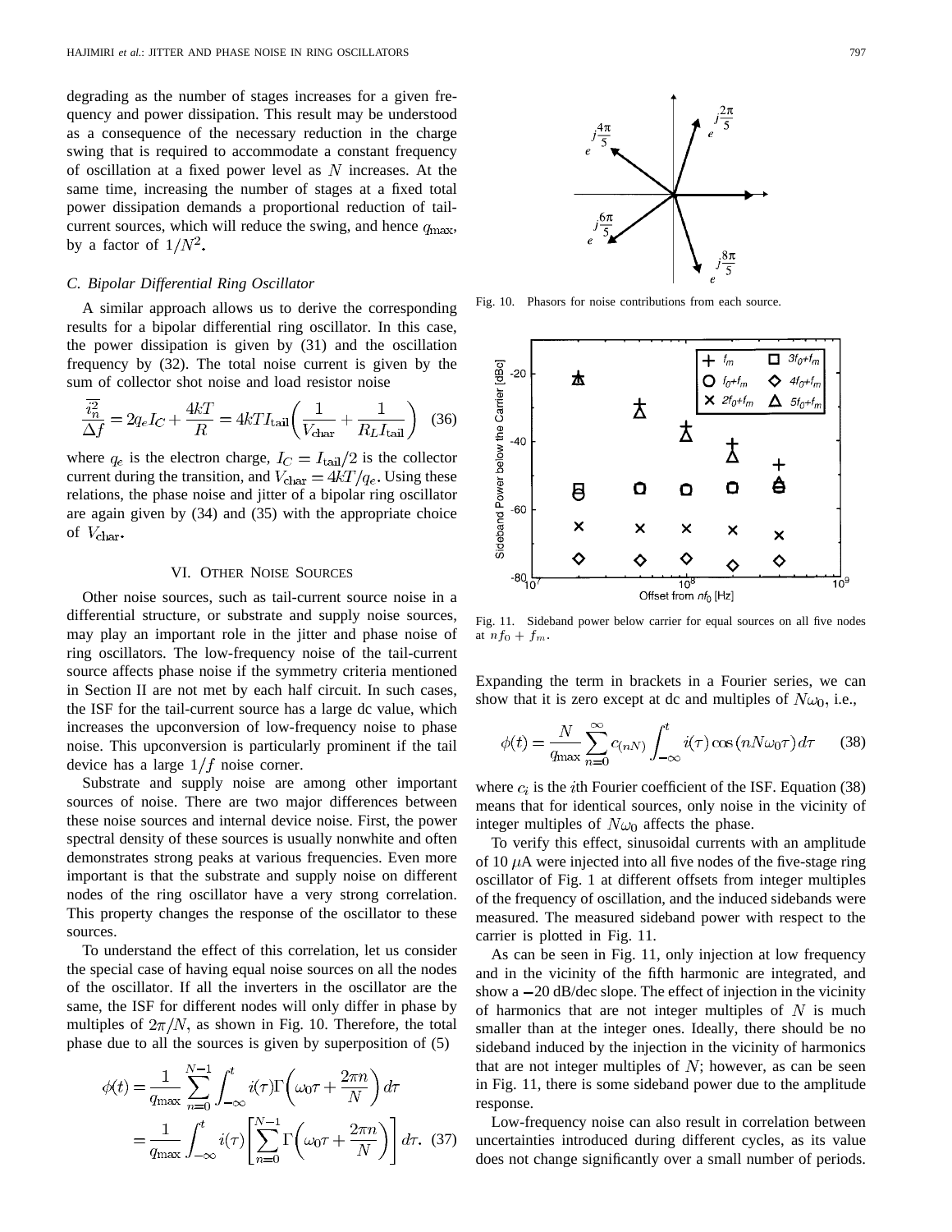degrading as the number of stages increases for a given frequency and power dissipation. This result may be understood as a consequence of the necessary reduction in the charge swing that is required to accommodate a constant frequency of oscillation at a fixed power level as $N$ increases. At the same time, increasing the number of stages at a fixed total power dissipation demands a proportional reduction of tail-current sources, which will reduce the swing, and hence $q_{\max}$, by a factor of $1/N^2$.

### C. Bipolar Differential Ring Oscillator

A similar approach allows us to derive the corresponding results for a bipolar differential ring oscillator. In this case, the power dissipation is given by (31) and the oscillation frequency by (32). The total noise current is given by the sum of collector shot noise and load resistor noise

$$\frac{\overline{i_n^2}}{\Delta f} = 2q_e I_C + \frac{4kT}{R} = 4kTI_{\text{tail}}\left(\frac{1}{V_{\text{char}}} + \frac{1}{R_L I_{\text{tail}}}\right) \quad (36)$$

where $q_e$ is the electron charge, $I_C = I_{\text{tail}}/2$ is the collector current during the transition, and $V_{\text{char}} = 4kT/q_e$. Using these relations, the phase noise and jitter of a bipolar ring oscillator are again given by (34) and (35) with the appropriate choice of $V_{\text{char}}$.

## VI. Other Noise Sources

Other noise sources, such as tail-current source noise in a differential structure, or substrate and supply noise sources, may play an important role in the jitter and phase noise of ring oscillators. The low-frequency noise of the tail-current source affects phase noise if the symmetry criteria mentioned in Section II are not met by each half circuit. In such cases, the ISF for the tail-current source has a large dc value, which increases the upconversion of low-frequency noise to phase noise. This upconversion is particularly prominent if the tail device has a large $1/f$ noise corner.

Substrate and supply noise are among other important sources of noise. There are two major differences between these noise sources and internal device noise. First, the power spectral density of these sources is usually nonwhite and often demonstrates strong peaks at various frequencies. Even more important is that the substrate and supply noise on different nodes of the ring oscillator have a very strong correlation. This property changes the response of the oscillator to these sources.

To understand the effect of this correlation, let us consider the special case of having equal noise sources on all the nodes of the oscillator. If all the inverters in the oscillator are the same, the ISF for different nodes will only differ in phase by multiples of $2\pi/N$, as shown in Fig. 10. Therefore, the total phase due to all the sources is given by superposition of (5)

$$\begin{aligned}\phi(t) &= \frac{1}{q_{\max}} \sum_{n=0}^{N-1} \int_{-\infty}^{t} i(\tau)\Gamma\left(\omega_0\tau + \frac{2\pi n}{N}\right) d\tau \\ &= \frac{1}{q_{\max}} \int_{-\infty}^{t} i(\tau)\left[\sum_{n=0}^{N-1} \Gamma\left(\omega_0\tau + \frac{2\pi n}{N}\right)\right] d\tau. \quad (37)\end{aligned}$$

Fig. 10. Phasors for noise contributions from each source.

Fig. 11. Sideband power below carrier for equal sources on all five nodes at $nf_0 + f_m$.

Expanding the term in brackets in a Fourier series, we can show that it is zero except at dc and multiples of $N\omega_0$, i.e.,

$$\phi(t) = \frac{N}{q_{\max}} \sum_{n=0}^{\infty} c_{(nN)} \int_{-\infty}^{t} i(\tau) \cos(nN\omega_0\tau)\, d\tau \quad (38)$$

where $c_i$ is the $i$th Fourier coefficient of the ISF. Equation (38) means that for identical sources, only noise in the vicinity of integer multiples of $N\omega_0$ affects the phase.

To verify this effect, sinusoidal currents with an amplitude of 10 $\mu$A were injected into all five nodes of the five-stage ring oscillator of Fig. 1 at different offsets from integer multiples of the frequency of oscillation, and the induced sidebands were measured. The measured sideband power with respect to the carrier is plotted in Fig. 11.

As can be seen in Fig. 11, only injection at low frequency and in the vicinity of the fifth harmonic are integrated, and show a $-20$ dB/dec slope. The effect of injection in the vicinity of harmonics that are not integer multiples of $N$ is much smaller than at the integer ones. Ideally, there should be no sideband induced by the injection in the vicinity of harmonics that are not integer multiples of $N$; however, as can be seen in Fig. 11, there is some sideband power due to the amplitude response.

Low-frequency noise can also result in correlation between uncertainties introduced during different cycles, as its value does not change significantly over a small number of periods.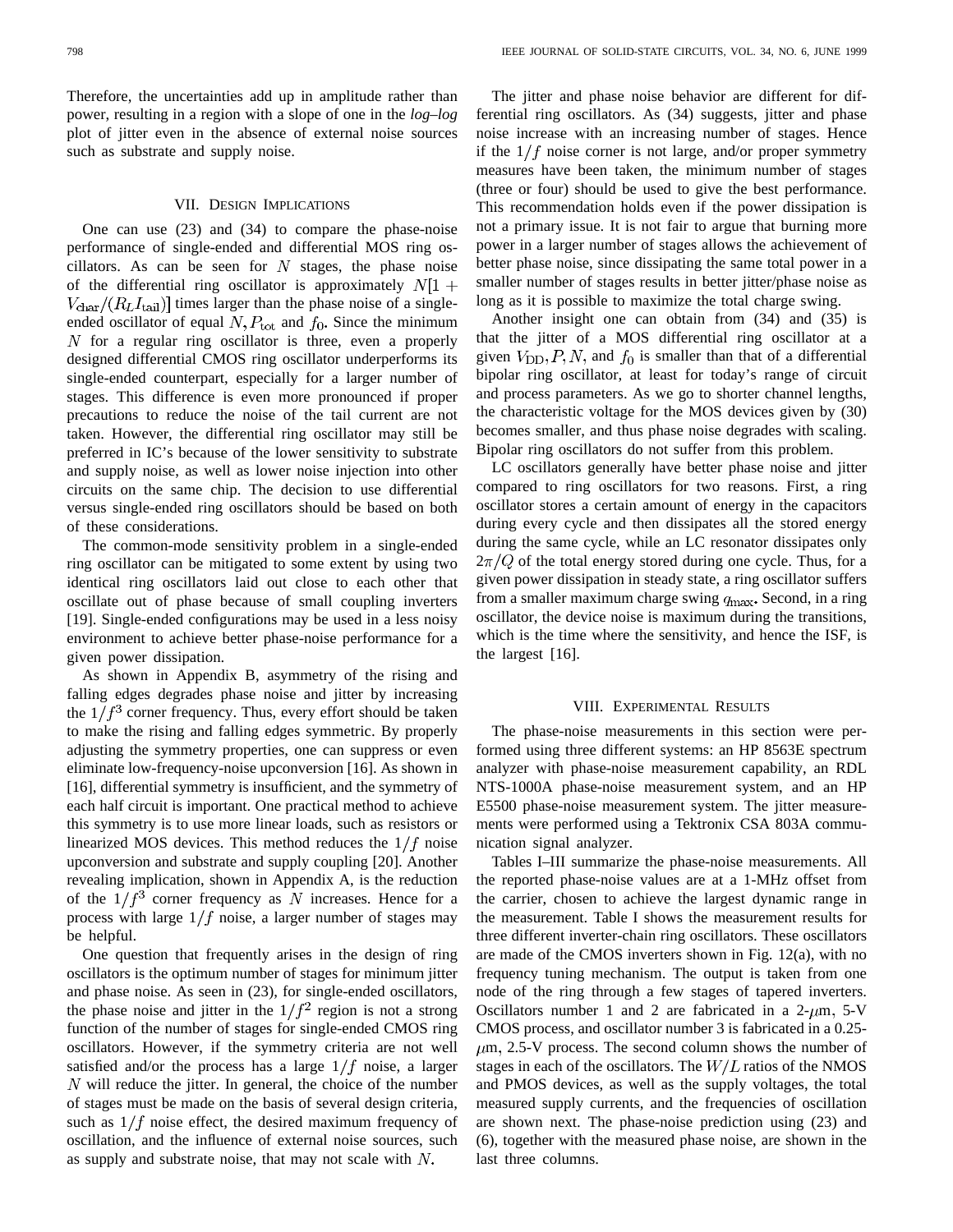Therefore, the uncertainties add up in amplitude rather than power, resulting in a region with a slope of one in the *log–log* plot of jitter even in the absence of external noise sources such as substrate and supply noise.

## VII. Design Implications

One can use (23) and (34) to compare the phase-noise performance of single-ended and differential MOS ring oscillators. As can be seen for $N$ stages, the phase noise of the differential ring oscillator is approximately $N[1 + V_{\text{char}}/(R_L I_{\text{tail}})]$ times larger than the phase noise of a single-ended oscillator of equal $N, P_{\text{tot}}$ and $f_0$. Since the minimum $N$ for a regular ring oscillator is three, even a properly designed differential CMOS ring oscillator underperforms its single-ended counterpart, especially for a larger number of stages. This difference is even more pronounced if proper precautions to reduce the noise of the tail current are not taken. However, the differential ring oscillator may still be preferred in IC's because of the lower sensitivity to substrate and supply noise, as well as lower noise injection into other circuits on the same chip. The decision to use differential versus single-ended ring oscillators should be based on both of these considerations.

The common-mode sensitivity problem in a single-ended ring oscillator can be mitigated to some extent by using two identical ring oscillators laid out close to each other that oscillate out of phase because of small coupling inverters [19]. Single-ended configurations may be used in a less noisy environment to achieve better phase-noise performance for a given power dissipation.

As shown in Appendix B, asymmetry of the rising and falling edges degrades phase noise and jitter by increasing the $1/f^3$ corner frequency. Thus, every effort should be taken to make the rising and falling edges symmetric. By properly adjusting the symmetry properties, one can suppress or even eliminate low-frequency-noise upconversion [16]. As shown in [16], differential symmetry is insufficient, and the symmetry of each half circuit is important. One practical method to achieve this symmetry is to use more linear loads, such as resistors or linearized MOS devices. This method reduces the $1/f$ noise upconversion and substrate and supply coupling [20]. Another revealing implication, shown in Appendix A, is the reduction of the $1/f^3$ corner frequency as $N$ increases. Hence for a process with large $1/f$ noise, a larger number of stages may be helpful.

One question that frequently arises in the design of ring oscillators is the optimum number of stages for minimum jitter and phase noise. As seen in (23), for single-ended oscillators, the phase noise and jitter in the $1/f^2$ region is not a strong function of the number of stages for single-ended CMOS ring oscillators. However, if the symmetry criteria are not well satisfied and/or the process has a large $1/f$ noise, a larger $N$ will reduce the jitter. In general, the choice of the number of stages must be made on the basis of several design criteria, such as $1/f$ noise effect, the desired maximum frequency of oscillation, and the influence of external noise sources, such as supply and substrate noise, that may not scale with $N$.

The jitter and phase noise behavior are different for differential ring oscillators. As (34) suggests, jitter and phase noise increase with an increasing number of stages. Hence if the $1/f$ noise corner is not large, and/or proper symmetry measures have been taken, the minimum number of stages (three or four) should be used to give the best performance. This recommendation holds even if the power dissipation is not a primary issue. It is not fair to argue that burning more power in a larger number of stages allows the achievement of better phase noise, since dissipating the same total power in a smaller number of stages results in better jitter/phase noise as long as it is possible to maximize the total charge swing.

Another insight one can obtain from (34) and (35) is that the jitter of a MOS differential ring oscillator at a given $V_{\text{DD}}, P, N$, and $f_0$ is smaller than that of a differential bipolar ring oscillator, at least for today's range of circuit and process parameters. As we go to shorter channel lengths, the characteristic voltage for the MOS devices given by (30) becomes smaller, and thus phase noise degrades with scaling. Bipolar ring oscillators do not suffer from this problem.

LC oscillators generally have better phase noise and jitter compared to ring oscillators for two reasons. First, a ring oscillator stores a certain amount of energy in the capacitors during every cycle and then dissipates all the stored energy during the same cycle, while an LC resonator dissipates only $2\pi/Q$ of the total energy stored during one cycle. Thus, for a given power dissipation in steady state, a ring oscillator suffers from a smaller maximum charge swing $q_{\max}$. Second, in a ring oscillator, the device noise is maximum during the transitions, which is the time where the sensitivity, and hence the ISF, is the largest [16].

## VIII. Experimental Results

The phase-noise measurements in this section were performed using three different systems: an HP 8563E spectrum analyzer with phase-noise measurement capability, an RDL NTS-1000A phase-noise measurement system, and an HP E5500 phase-noise measurement system. The jitter measurements were performed using a Tektronix CSA 803A communication signal analyzer.

Tables I–III summarize the phase-noise measurements. All the reported phase-noise values are at a 1-MHz offset from the carrier, chosen to achieve the largest dynamic range in the measurement. Table I shows the measurement results for three different inverter-chain ring oscillators. These oscillators are made of the CMOS inverters shown in Fig. 12(a), with no frequency tuning mechanism. The output is taken from one node of the ring through a few stages of tapered inverters. Oscillators number 1 and 2 are fabricated in a 2-$\mu$m, 5-V CMOS process, and oscillator number 3 is fabricated in a 0.25-$\mu$m, 2.5-V process. The second column shows the number of stages in each of the oscillators. The $W/L$ ratios of the NMOS and PMOS devices, as well as the supply voltages, the total measured supply currents, and the frequencies of oscillation are shown next. The phase-noise prediction using (23) and (6), together with the measured phase noise, are shown in the last three columns.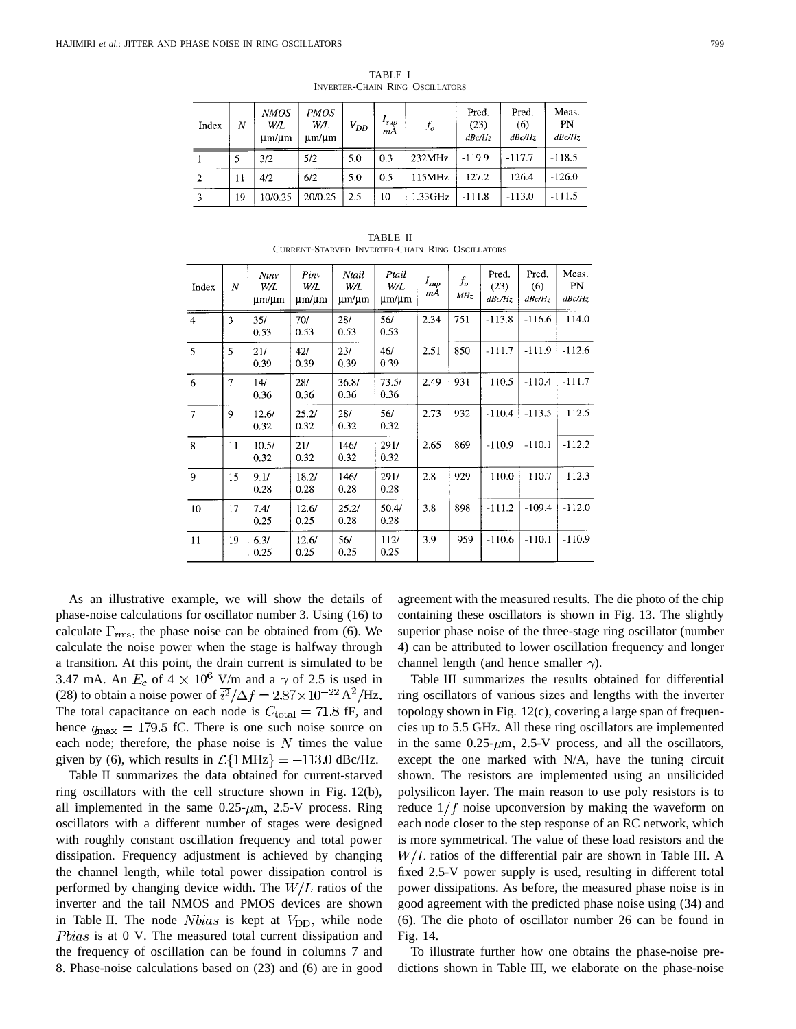TABLE I
INVERTER-CHAIN RING OSCILLATORS

| Index | $N$ | NMOS W/L μm/μm | PMOS W/L μm/μm | $V_{DD}$ | $I_{sup}$ mA | $f_o$ | Pred. (23) dBc/Hz | Pred. (6) dBc/Hz | Meas. PN dBc/Hz |
|---|---|---|---|---|---|---|---|---|---|
| 1 | 5 | 3/2 | 5/2 | 5.0 | 0.3 | 232MHz | -119.9 | -117.7 | -118.5 |
| 2 | 11 | 4/2 | 6/2 | 5.0 | 0.5 | 115MHz | -127.2 | -126.4 | -126.0 |
| 3 | 19 | 10/0.25 | 20/0.25 | 2.5 | 10 | 1.33GHz | -111.8 | -113.0 | -111.5 |

TABLE II
CURRENT-STARVED INVERTER-CHAIN RING OSCILLATORS

| Index | $N$ | Ninv W/L μm/μm | Pinv W/L μm/μm | Ntail W/L μm/μm | Ptail W/L μm/μm | $I_{sup}$ mA | $f_o$ MHz | Pred. (23) dBc/Hz | Pred. (6) dBc/Hz | Meas. PN dBc/Hz |
|---|---|---|---|---|---|---|---|---|---|---|
| 4 | 3 | 35/ 0.53 | 70/ 0.53 | 28/ 0.53 | 56/ 0.53 | 2.34 | 751 | -113.8 | -116.6 | -114.0 |
| 5 | 5 | 21/ 0.39 | 42/ 0.39 | 23/ 0.39 | 46/ 0.39 | 2.51 | 850 | -111.7 | -111.9 | -112.6 |
| 6 | 7 | 14/ 0.36 | 28/ 0.36 | 36.8/ 0.36 | 73.5/ 0.36 | 2.49 | 931 | -110.5 | -110.4 | -111.7 |
| 7 | 9 | 12.6/ 0.32 | 25.2/ 0.32 | 28/ 0.32 | 56/ 0.32 | 2.73 | 932 | -110.4 | -113.5 | -112.5 |
| 8 | 11 | 10.5/ 0.32 | 21/ 0.32 | 146/ 0.32 | 291/ 0.32 | 2.65 | 869 | -110.9 | -110.1 | -112.2 |
| 9 | 15 | 9.1/ 0.28 | 18.2/ 0.28 | 146/ 0.28 | 291/ 0.28 | 2.8 | 929 | -110.0 | -110.7 | -112.3 |
| 10 | 17 | 7.4/ 0.25 | 12.6/ 0.25 | 25.2/ 0.28 | 50.4/ 0.28 | 3.8 | 898 | -111.2 | -109.4 | -112.0 |
| 11 | 19 | 6.3/ 0.25 | 12.6/ 0.25 | 56/ 0.25 | 112/ 0.25 | 3.9 | 959 | -110.6 | -110.1 | -110.9 |

As an illustrative example, we will show the details of phase-noise calculations for oscillator number 3. Using (16) to calculate $\Gamma_{\text{rms}}$, the phase noise can be obtained from (6). We calculate the noise power when the stage is halfway through a transition. At this point, the drain current is simulated to be 3.47 mA. An $E_c$ of $4 \times 10^6$ V/m and a $\gamma$ of 2.5 is used in (28) to obtain a noise power of $\overline{i^2}/\Delta f = 2.87 \times 10^{-22}$ A$^2$/Hz. The total capacitance on each node is $C_{\text{total}} = 71.8$ fF, and hence $q_{\text{max}} = 179.5$ fC. There is one such noise source on each node; therefore, the phase noise is $N$ times the value given by (6), which results in $\mathcal{L}\{1\,\text{MHz}\} = -113.0$ dBc/Hz.

Table II summarizes the data obtained for current-starved ring oscillators with the cell structure shown in Fig. 12(b), all implemented in the same 0.25-$\mu$m, 2.5-V process. Ring oscillators with a different number of stages were designed with roughly constant oscillation frequency and total power dissipation. Frequency adjustment is achieved by changing the channel length, while total power dissipation control is performed by changing device width. The $W/L$ ratios of the inverter and the tail NMOS and PMOS devices are shown in Table II. The node $Nbias$ is kept at $V_{\text{DD}}$, while node $Pbias$ is at 0 V. The measured total current dissipation and the frequency of oscillation can be found in columns 7 and 8. Phase-noise calculations based on (23) and (6) are in good agreement with the measured results. The die photo of the chip containing these oscillators is shown in Fig. 13. The slightly superior phase noise of the three-stage ring oscillator (number 4) can be attributed to lower oscillation frequency and longer channel length (and hence smaller $\gamma$).

Table III summarizes the results obtained for differential ring oscillators of various sizes and lengths with the inverter topology shown in Fig. 12(c), covering a large span of frequencies up to 5.5 GHz. All these ring oscillators are implemented in the same 0.25-$\mu$m, 2.5-V process, and all the oscillators, except the one marked with N/A, have the tuning circuit shown. The resistors are implemented using an unsilicided polysilicon layer. The main reason to use poly resistors is to reduce $1/f$ noise upconversion by making the waveform on each node closer to the step response of an RC network, which is more symmetrical. The value of these load resistors and the $W/L$ ratios of the differential pair are shown in Table III. A fixed 2.5-V power supply is used, resulting in different total power dissipations. As before, the measured phase noise is in good agreement with the predicted phase noise using (34) and (6). The die photo of oscillator number 26 can be found in Fig. 14.

To illustrate further how one obtains the phase-noise predictions shown in Table III, we elaborate on the phase-noise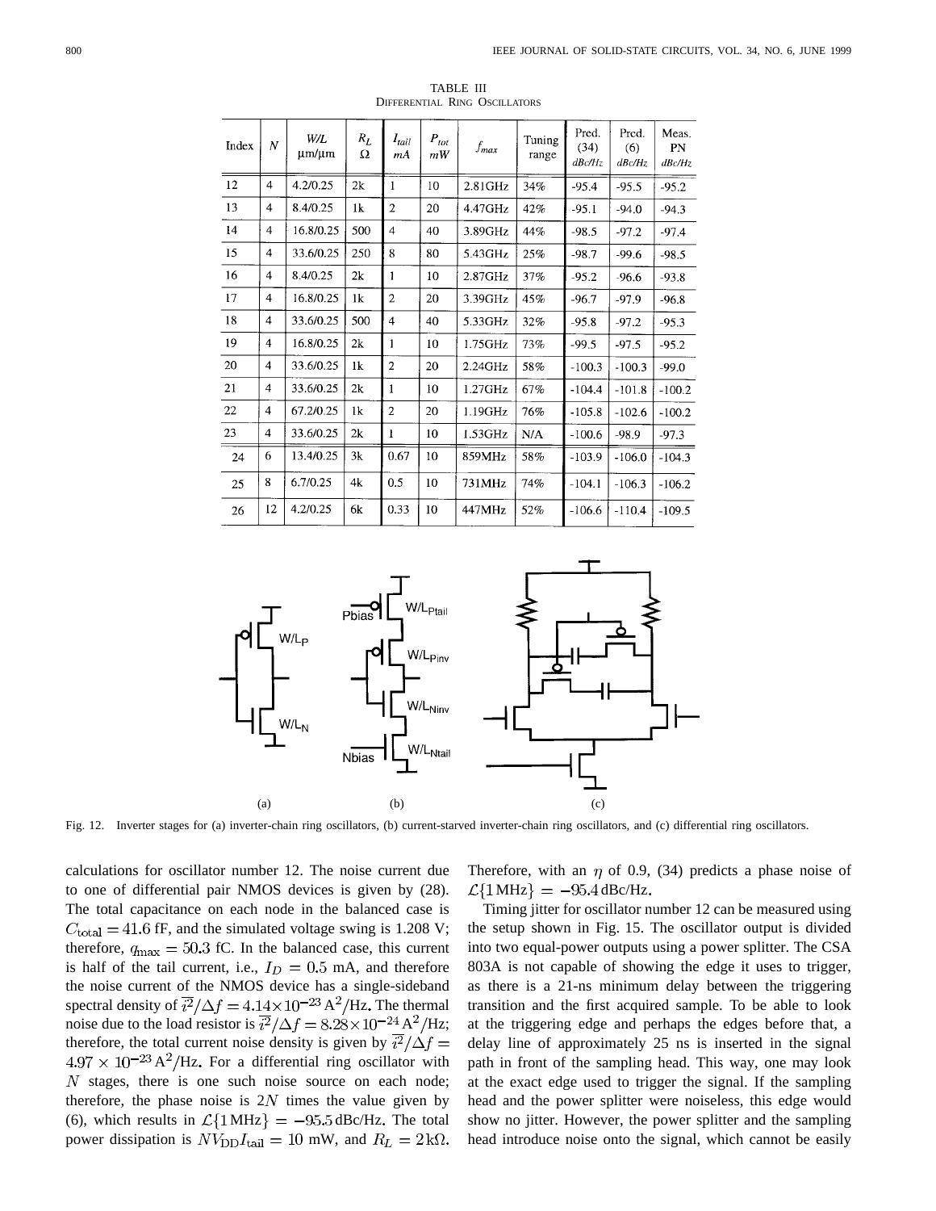TABLE III
DIFFERENTIAL RING OSCILLATORS

| Index | $N$ | $W/L$ μm/μm | $R_L$ Ω | $I_{tail}$ $mA$ | $P_{tot}$ $mW$ | $f_{max}$ | Tuning range | Pred. (34) $dBc/Hz$ | Pred. (6) $dBc/Hz$ | Meas. PN $dBc/Hz$ |
|---|---|---|---|---|---|---|---|---|---|---|
| 12 | 4 | 4.2/0.25 | 2k | 1 | 10 | 2.81GHz | 34% | -95.4 | -95.5 | -95.2 |
| 13 | 4 | 8.4/0.25 | 1k | 2 | 20 | 4.47GHz | 42% | -95.1 | -94.0 | -94.3 |
| 14 | 4 | 16.8/0.25 | 500 | 4 | 40 | 3.89GHz | 44% | -98.5 | -97.2 | -97.4 |
| 15 | 4 | 33.6/0.25 | 250 | 8 | 80 | 5.43GHz | 25% | -98.7 | -99.6 | -98.5 |
| 16 | 4 | 8.4/0.25 | 2k | 1 | 10 | 2.87GHz | 37% | -95.2 | -96.6 | -93.8 |
| 17 | 4 | 16.8/0.25 | 1k | 2 | 20 | 3.39GHz | 45% | -96.7 | -97.9 | -96.8 |
| 18 | 4 | 33.6/0.25 | 500 | 4 | 40 | 5.33GHz | 32% | -95.8 | -97.2 | -95.3 |
| 19 | 4 | 16.8/0.25 | 2k | 1 | 10 | 1.75GHz | 73% | -99.5 | -97.5 | -95.2 |
| 20 | 4 | 33.6/0.25 | 1k | 2 | 20 | 2.24GHz | 58% | -100.3 | -100.3 | -99.0 |
| 21 | 4 | 33.6/0.25 | 2k | 1 | 10 | 1.27GHz | 67% | -104.4 | -101.8 | -100.2 |
| 22 | 4 | 67.2/0.25 | 1k | 2 | 20 | 1.19GHz | 76% | -105.8 | -102.6 | -100.2 |
| 23 | 4 | 33.6/0.25 | 2k | 1 | 10 | 1.53GHz | N/A | -100.6 | -98.9 | -97.3 |
| 24 | 6 | 13.4/0.25 | 3k | 0.67 | 10 | 859MHz | 58% | -103.9 | -106.0 | -104.3 |
| 25 | 8 | 6.7/0.25 | 4k | 0.5 | 10 | 731MHz | 74% | -104.1 | -106.3 | -106.2 |
| 26 | 12 | 4.2/0.25 | 6k | 0.33 | 10 | 447MHz | 52% | -106.6 | -110.4 | -109.5 |

Fig. 12. Inverter stages for (a) inverter-chain ring oscillators, (b) current-starved inverter-chain ring oscillators, and (c) differential ring oscillators.

calculations for oscillator number 12. The noise current due to one of differential pair NMOS devices is given by (28). The total capacitance on each node in the balanced case is $C_{\text{total}} = 41.6$ fF, and the simulated voltage swing is 1.208 V; therefore, $q_{\max} = 50.3$ fC. In the balanced case, this current is half of the tail current, i.e., $I_D = 0.5$ mA, and therefore the noise current of the NMOS device has a single-sideband spectral density of $\overline{i^2}/\Delta f = 4.14 \times 10^{-23}\,\text{A}^2/\text{Hz}$. The thermal noise due to the load resistor is $\overline{i^2}/\Delta f = 8.28 \times 10^{-24}\,\text{A}^2/\text{Hz}$; therefore, the total current noise density is given by $\overline{i^2}/\Delta f = 4.97 \times 10^{-23}\,\text{A}^2/\text{Hz}$. For a differential ring oscillator with $N$ stages, there is one such noise source on each node; therefore, the phase noise is $2N$ times the value given by (6), which results in $\mathcal{L}\{1\,\text{MHz}\} = -95.5\,\text{dBc/Hz}$. The total power dissipation is $NV_{\text{DD}}I_{\text{tail}} = 10$ mW, and $R_L = 2\,\text{k}\Omega$. Therefore, with an $\eta$ of 0.9, (34) predicts a phase noise of $\mathcal{L}\{1\,\text{MHz}\} = -95.4\,\text{dBc/Hz}$.

Timing jitter for oscillator number 12 can be measured using the setup shown in Fig. 15. The oscillator output is divided into two equal-power outputs using a power splitter. The CSA 803A is not capable of showing the edge it uses to trigger, as there is a 21-ns minimum delay between the triggering transition and the first acquired sample. To be able to look at the triggering edge and perhaps the edges before that, a delay line of approximately 25 ns is inserted in the signal path in front of the sampling head. This way, one may look at the exact edge used to trigger the signal. If the sampling head and the power splitter were noiseless, this edge would show no jitter. However, the power splitter and the sampling head introduce noise onto the signal, which cannot be easily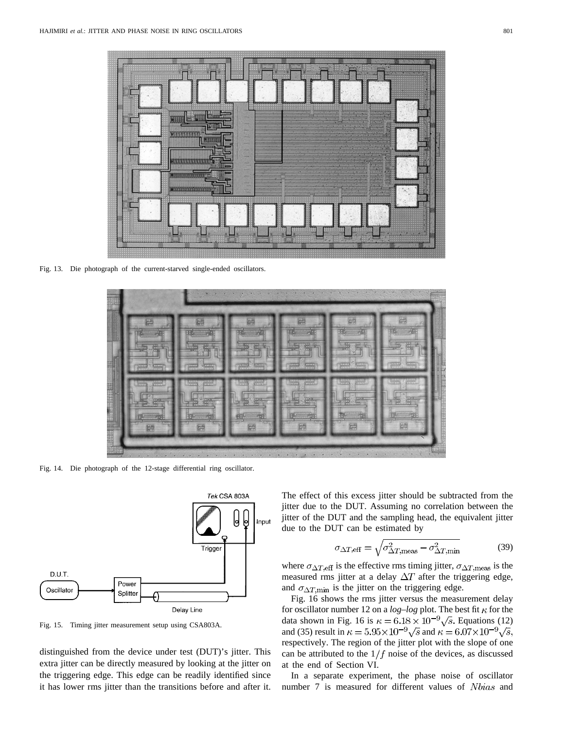Fig. 13. Die photograph of the current-starved single-ended oscillators.

Fig. 14. Die photograph of the 12-stage differential ring oscillator.

Fig. 15. Timing jitter measurement setup using CSA803A.

distinguished from the device under test (DUT)'s jitter. This extra jitter can be directly measured by looking at the jitter on the triggering edge. This edge can be readily identified since it has lower rms jitter than the transitions before and after it. The effect of this excess jitter should be subtracted from the jitter due to the DUT. Assuming no correlation between the jitter of the DUT and the sampling head, the equivalent jitter due to the DUT can be estimated by

$$\sigma_{\Delta T,\text{eff}} = \sqrt{\sigma^2_{\Delta T,\text{meas}} - \sigma^2_{\Delta T,\text{min}}} \tag{39}$$

where $\sigma_{\Delta T,\text{eff}}$ is the effective rms timing jitter, $\sigma_{\Delta T,\text{meas}}$ is the measured rms jitter at a delay $\Delta T$ after the triggering edge, and $\sigma_{\Delta T,\text{min}}$ is the jitter on the triggering edge.

Fig. 16 shows the rms jitter versus the measurement delay for oscillator number 12 on a *log–log* plot. The best fit $\kappa$ for the data shown in Fig. 16 is $\kappa = 6.18 \times 10^{-9}\sqrt{s}$. Equations (12) and (35) result in $\kappa = 5.95 \times 10^{-9}\sqrt{s}$ and $\kappa = 6.07 \times 10^{-9}\sqrt{s}$, respectively. The region of the jitter plot with the slope of one can be attributed to the $1/f$ noise of the devices, as discussed at the end of Section VI.

In a separate experiment, the phase noise of oscillator number 7 is measured for different values of $Nbias$ and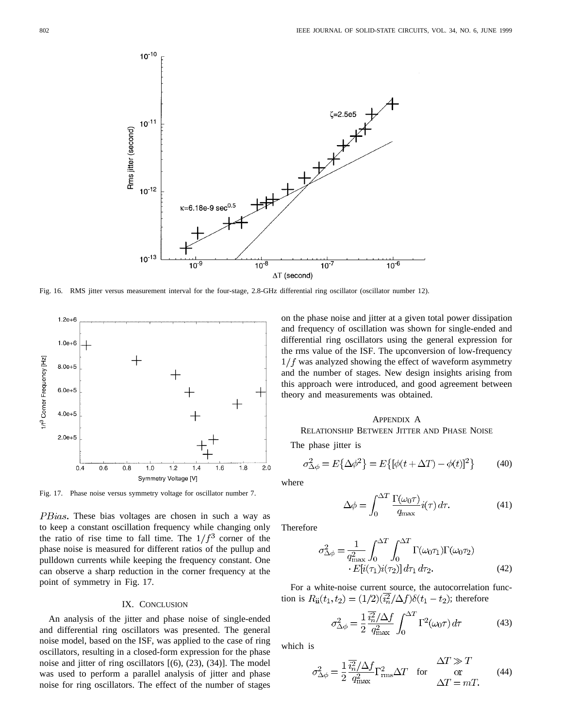Fig. 16. RMS jitter versus measurement interval for the four-stage, 2.8-GHz differential ring oscillator (oscillator number 12).

Fig. 17. Phase noise versus symmetry voltage for oscillator number 7.

$PBias$. These bias voltages are chosen in such a way as to keep a constant oscillation frequency while changing only the ratio of rise time to fall time. The $1/f^3$ corner of the phase noise is measured for different ratios of the pullup and pulldown currents while keeping the frequency constant. One can observe a sharp reduction in the corner frequency at the point of symmetry in Fig. 17.

## IX. Conclusion

An analysis of the jitter and phase noise of single-ended and differential ring oscillators was presented. The general noise model, based on the ISF, was applied to the case of ring oscillators, resulting in a closed-form expression for the phase noise and jitter of ring oscillators [(6), (23), (34)]. The model was used to perform a parallel analysis of jitter and phase noise for ring oscillators. The effect of the number of stages on the phase noise and jitter at a given total power dissipation and frequency of oscillation was shown for single-ended and differential ring oscillators using the general expression for the rms value of the ISF. The upconversion of low-frequency $1/f$ was analyzed showing the effect of waveform asymmetry and the number of stages. New design insights arising from this approach were introduced, and good agreement between theory and measurements was obtained.

## Appendix A
## Relationship Between Jitter and Phase Noise

The phase jitter is

$$\sigma_{\Delta\phi}^2 = E\{\Delta\phi^2\} = E\{[\phi(t+\Delta T) - \phi(t)]^2\} \tag{40}$$

where

$$\Delta\phi = \int_0^{\Delta T} \frac{\Gamma(\omega_0\tau)}{q_{\max}} i(\tau)\, d\tau. \tag{41}$$

Therefore

$$\sigma_{\Delta\phi}^2 = \frac{1}{q_{\max}^2} \int_0^{\Delta T} \int_0^{\Delta T} \Gamma(\omega_0\tau_1)\Gamma(\omega_0\tau_2) \cdot E[i(\tau_1)i(\tau_2)]\, d\tau_1\, d\tau_2. \tag{42}$$

For a white-noise current source, the autocorrelation function is $R_{ii}(t_1, t_2) = (1/2)(\overline{i_n^2}/\Delta f)\delta(t_1 - t_2)$; therefore

$$\sigma_{\Delta\phi}^2 = \frac{1}{2} \frac{\overline{i_n^2}/\Delta f}{q_{\max}^2} \int_0^{\Delta T} \Gamma^2(\omega_0\tau)\, d\tau \tag{43}$$

which is

$$\sigma_{\Delta\phi}^2 = \frac{1}{2} \frac{\overline{i_n^2}/\Delta f}{q_{\max}^2} \Gamma_{\text{rms}}^2 \Delta T \quad \text{for} \quad \begin{array}{c} \Delta T \gg T \\ \text{or} \\ \Delta T = mT. \end{array} \tag{44}$$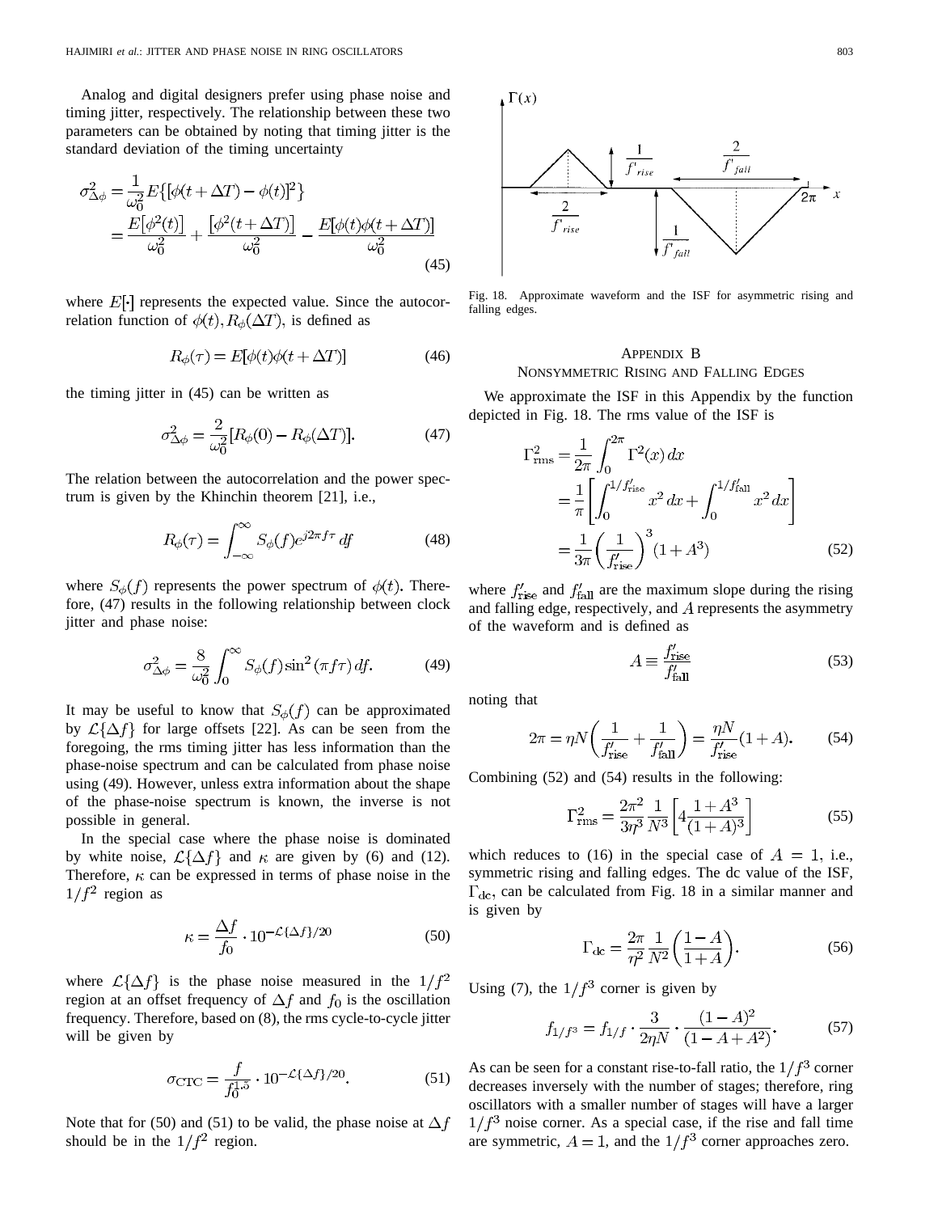Analog and digital designers prefer using phase noise and timing jitter, respectively. The relationship between these two parameters can be obtained by noting that timing jitter is the standard deviation of the timing uncertainty

$$
\begin{aligned}
\sigma_{\Delta\phi}^2 &= \frac{1}{\omega_0^2} E\{[\phi(t+\Delta T) - \phi(t)]^2\} \\
&= \frac{E[\phi^2(t)]}{\omega_0^2} + \frac{[\phi^2(t+\Delta T)]}{\omega_0^2} - \frac{E[\phi(t)\phi(t+\Delta T)]}{\omega_0^2}
\end{aligned}
\tag{45}
$$

where $E[\cdot]$ represents the expected value. Since the autocorrelation function of $\phi(t), R_\phi(\Delta T)$, is defined as

$$
R_\phi(\tau) = E[\phi(t)\phi(t+\Delta T)] \tag{46}
$$

the timing jitter in (45) can be written as

$$
\sigma_{\Delta\phi}^2 = \frac{2}{\omega_0^2}[R_\phi(0) - R_\phi(\Delta T)]. \tag{47}
$$

The relation between the autocorrelation and the power spectrum is given by the Khinchin theorem [21], i.e.,

$$
R_\phi(\tau) = \int_{-\infty}^{\infty} S_\phi(f) e^{j2\pi f\tau}\, df \tag{48}
$$

where $S_\phi(f)$ represents the power spectrum of $\phi(t)$. Therefore, (47) results in the following relationship between clock jitter and phase noise:

$$
\sigma_{\Delta\phi}^2 = \frac{8}{\omega_0^2}\int_0^{\infty} S_\phi(f)\sin^2(\pi f\tau)\, df. \tag{49}
$$

It may be useful to know that $S_\phi(f)$ can be approximated by $\mathcal{L}\{\Delta f\}$ for large offsets [22]. As can be seen from the foregoing, the rms timing jitter has less information than the phase-noise spectrum and can be calculated from phase noise using (49). However, unless extra information about the shape of the phase-noise spectrum is known, the inverse is not possible in general.

In the special case where the phase noise is dominated by white noise, $\mathcal{L}\{\Delta f\}$ and $\kappa$ are given by (6) and (12). Therefore, $\kappa$ can be expressed in terms of phase noise in the $1/f^2$ region as

$$
\kappa = \frac{\Delta f}{f_0} \cdot 10^{-\mathcal{L}\{\Delta f\}/20} \tag{50}
$$

where $\mathcal{L}\{\Delta f\}$ is the phase noise measured in the $1/f^2$ region at an offset frequency of $\Delta f$ and $f_0$ is the oscillation frequency. Therefore, based on (8), the rms cycle-to-cycle jitter will be given by

$$
\sigma_{\mathrm{CTC}} = \frac{f}{f_0^{1.5}} \cdot 10^{-\mathcal{L}\{\Delta f\}/20}. \tag{51}
$$

Note that for (50) and (51) to be valid, the phase noise at $\Delta f$ should be in the $1/f^2$ region.

Fig. 18. Approximate waveform and the ISF for asymmetric rising and falling edges.

## Appendix B
## Nonsymmetric Rising and Falling Edges

We approximate the ISF in this Appendix by the function depicted in Fig. 18. The rms value of the ISF is

$$
\begin{aligned}
\Gamma_{\mathrm{rms}}^2 &= \frac{1}{2\pi}\int_0^{2\pi} \Gamma^2(x)\, dx \\
&= \frac{1}{\pi}\left[\int_0^{1/f'_{\mathrm{rise}}} x^2\, dx + \int_0^{1/f'_{\mathrm{fall}}} x^2\, dx\right] \\
&= \frac{1}{3\pi}\left(\frac{1}{f'_{\mathrm{rise}}}\right)^3 (1 + A^3)
\end{aligned}
\tag{52}
$$

where $f'_{\mathrm{rise}}$ and $f'_{\mathrm{fall}}$ are the maximum slope during the rising and falling edge, respectively, and $A$ represents the asymmetry of the waveform and is defined as

$$
A \equiv \frac{f'_{\mathrm{rise}}}{f'_{\mathrm{fall}}} \tag{53}
$$

noting that

$$
2\pi = \eta N\left(\frac{1}{f'_{\mathrm{rise}}} + \frac{1}{f'_{\mathrm{fall}}}\right) = \frac{\eta N}{f'_{\mathrm{rise}}}(1 + A). \tag{54}
$$

Combining (52) and (54) results in the following:

$$
\Gamma_{\mathrm{rms}}^2 = \frac{2\pi^2}{3\eta^3}\frac{1}{N^3}\left[4\frac{1+A^3}{(1+A)^3}\right] \tag{55}
$$

which reduces to (16) in the special case of $A = 1$, i.e., symmetric rising and falling edges. The dc value of the ISF, $\Gamma_{\mathrm{dc}}$, can be calculated from Fig. 18 in a similar manner and is given by

$$
\Gamma_{\mathrm{dc}} = \frac{2\pi}{\eta^2}\frac{1}{N^2}\left(\frac{1-A}{1+A}\right). \tag{56}
$$

Using (7), the $1/f^3$ corner is given by

$$
f_{1/f^3} = f_{1/f} \cdot \frac{3}{2\eta N} \cdot \frac{(1-A)^2}{(1 - A + A^2)}. \tag{57}
$$

As can be seen for a constant rise-to-fall ratio, the $1/f^3$ corner decreases inversely with the number of stages; therefore, ring oscillators with a smaller number of stages will have a larger $1/f^3$ noise corner. As a special case, if the rise and fall time are symmetric, $A = 1$, and the $1/f^3$ corner approaches zero.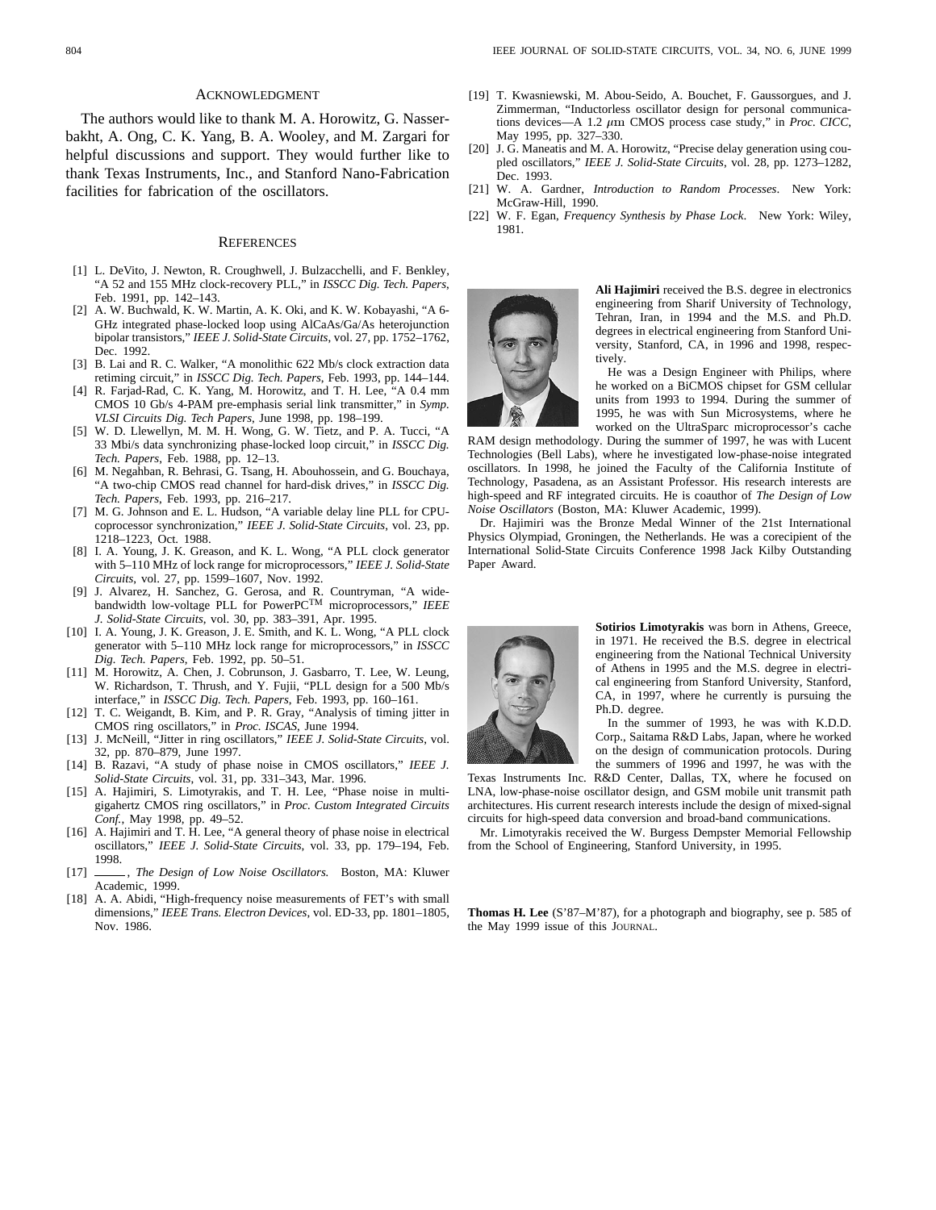## ACKNOWLEDGMENT

The authors would like to thank M. A. Horowitz, G. Nasserbakht, A. Ong, C. K. Yang, B. A. Wooley, and M. Zargari for helpful discussions and support. They would further like to thank Texas Instruments, Inc., and Stanford Nano-Fabrication facilities for fabrication of the oscillators.

## REFERENCES

[1] L. DeVito, J. Newton, R. Croughwell, J. Bulzacchelli, and F. Benkley, "A 52 and 155 MHz clock-recovery PLL," in *ISSCC Dig. Tech. Papers*, Feb. 1991, pp. 142–143.

[2] A. W. Buchwald, K. W. Martin, A. K. Oki, and K. W. Kobayashi, "A 6-GHz integrated phase-locked loop using AlCaAs/Ga/As heterojunction bipolar transistors," *IEEE J. Solid-State Circuits*, vol. 27, pp. 1752–1762, Dec. 1992.

[3] B. Lai and R. C. Walker, "A monolithic 622 Mb/s clock extraction data retiming circuit," in *ISSCC Dig. Tech. Papers*, Feb. 1993, pp. 144–144.

[4] R. Farjad-Rad, C. K. Yang, M. Horowitz, and T. H. Lee, "A 0.4 mm CMOS 10 Gb/s 4-PAM pre-emphasis serial link transmitter," in *Symp. VLSI Circuits Dig. Tech Papers*, June 1998, pp. 198–199.

[5] W. D. Llewellyn, M. M. H. Wong, G. W. Tietz, and P. A. Tucci, "A 33 Mbi/s data synchronizing phase-locked loop circuit," in *ISSCC Dig. Tech. Papers*, Feb. 1988, pp. 12–13.

[6] M. Negahban, R. Behrasi, G. Tsang, H. Abouhossein, and G. Bouchaya, "A two-chip CMOS read channel for hard-disk drives," in *ISSCC Dig. Tech. Papers*, Feb. 1993, pp. 216–217.

[7] M. G. Johnson and E. L. Hudson, "A variable delay line PLL for CPU-coprocessor synchronization," *IEEE J. Solid-State Circuits*, vol. 23, pp. 1218–1223, Oct. 1988.

[8] I. A. Young, J. K. Greason, and K. L. Wong, "A PLL clock generator with 5–110 MHz of lock range for microprocessors," *IEEE J. Solid-State Circuits*, vol. 27, pp. 1599–1607, Nov. 1992.

[9] J. Alvarez, H. Sanchez, G. Gerosa, and R. Countryman, "A wide-bandwidth low-voltage PLL for PowerPC™ microprocessors," *IEEE J. Solid-State Circuits*, vol. 30, pp. 383–391, Apr. 1995.

[10] I. A. Young, J. K. Greason, J. E. Smith, and K. L. Wong, "A PLL clock generator with 5–110 MHz lock range for microprocessors," in *ISSCC Dig. Tech. Papers*, Feb. 1992, pp. 50–51.

[11] M. Horowitz, A. Chen, J. Cobrunson, J. Gasbarro, T. Lee, W. Leung, W. Richardson, T. Thrush, and Y. Fujii, "PLL design for a 500 Mb/s interface," in *ISSCC Dig. Tech. Papers*, Feb. 1993, pp. 160–161.

[12] T. C. Weigandt, B. Kim, and P. R. Gray, "Analysis of timing jitter in CMOS ring oscillators," in *Proc. ISCAS*, June 1994.

[13] J. McNeill, "Jitter in ring oscillators," *IEEE J. Solid-State Circuits*, vol. 32, pp. 870–879, June 1997.

[14] B. Razavi, "A study of phase noise in CMOS oscillators," *IEEE J. Solid-State Circuits*, vol. 31, pp. 331–343, Mar. 1996.

[15] A. Hajimiri, S. Limotyrakis, and T. H. Lee, "Phase noise in multi-gigahertz CMOS ring oscillators," in *Proc. Custom Integrated Circuits Conf.*, May 1998, pp. 49–52.

[16] A. Hajimiri and T. H. Lee, "A general theory of phase noise in electrical oscillators," *IEEE J. Solid-State Circuits*, vol. 33, pp. 179–194, Feb. 1998.

[17] ——, *The Design of Low Noise Oscillators.* Boston, MA: Kluwer Academic, 1999.

[18] A. A. Abidi, "High-frequency noise measurements of FET's with small dimensions," *IEEE Trans. Electron Devices*, vol. ED-33, pp. 1801–1805, Nov. 1986.

[19] T. Kwasniewski, M. Abou-Seido, A. Bouchet, F. Gaussorgues, and J. Zimmerman, "Inductorless oscillator design for personal communications devices—A 1.2 $\mu$m CMOS process case study," in *Proc. CICC*, May 1995, pp. 327–330.

[20] J. G. Maneatis and M. A. Horowitz, "Precise delay generation using coupled oscillators," *IEEE J. Solid-State Circuits*, vol. 28, pp. 1273–1282, Dec. 1993.

[21] W. A. Gardner, *Introduction to Random Processes*. New York: McGraw-Hill, 1990.

[22] W. F. Egan, *Frequency Synthesis by Phase Lock*. New York: Wiley, 1981.

**Ali Hajimiri** received the B.S. degree in electronics engineering from Sharif University of Technology, Tehran, Iran, in 1994 and the M.S. and Ph.D. degrees in electrical engineering from Stanford University, Stanford, CA, in 1996 and 1998, respectively.

He was a Design Engineer with Philips, where he worked on a BiCMOS chipset for GSM cellular units from 1993 to 1994. During the summer of 1995, he was with Sun Microsystems, where he worked on the UltraSparc microprocessor's cache RAM design methodology. During the summer of 1997, he was with Lucent Technologies (Bell Labs), where he investigated low-phase-noise integrated oscillators. In 1998, he joined the Faculty of the California Institute of Technology, Pasadena, as an Assistant Professor. His research interests are high-speed and RF integrated circuits. He is coauthor of *The Design of Low Noise Oscillators* (Boston, MA: Kluwer Academic, 1999).

Dr. Hajimiri was the Bronze Medal Winner of the 21st International Physics Olympiad, Groningen, the Netherlands. He was a corecipient of the International Solid-State Circuits Conference 1998 Jack Kilby Outstanding Paper Award.

**Sotirios Limotyrakis** was born in Athens, Greece, in 1971. He received the B.S. degree in electrical engineering from the National Technical University of Athens in 1995 and the M.S. degree in electrical engineering from Stanford University, Stanford, CA, in 1997, where he currently is pursuing the Ph.D. degree.

In the summer of 1993, he was with K.D.D. Corp., Saitama R&D Labs, Japan, where he worked on the design of communication protocols. During the summers of 1996 and 1997, he was with the Texas Instruments Inc. R&D Center, Dallas, TX, where he focused on LNA, low-phase-noise oscillator design, and GSM mobile unit transmit path architectures. His current research interests include the design of mixed-signal circuits for high-speed data conversion and broad-band communications.

Mr. Limotyrakis received the W. Burgess Dempster Memorial Fellowship from the School of Engineering, Stanford University, in 1995.

**Thomas H. Lee** (S'87–M'87), for a photograph and biography, see p. 585 of the May 1999 issue of this JOURNAL.